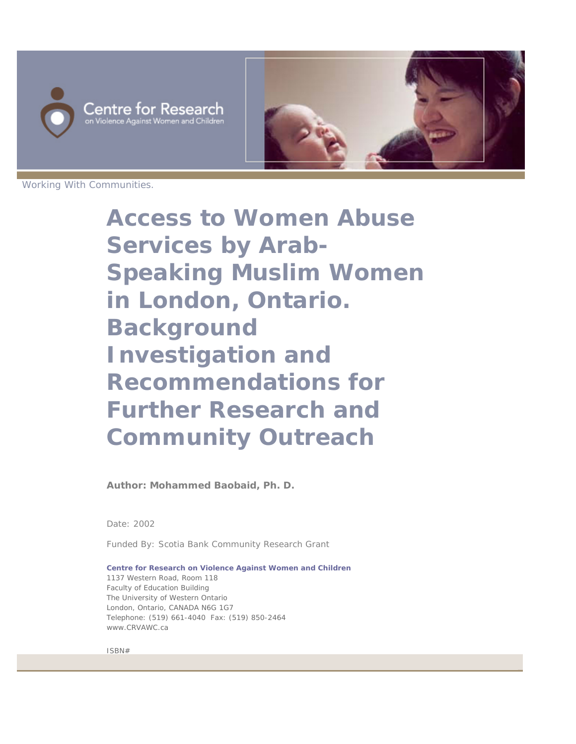Centre for Research on Violence Against Women and Children

Working With Communities.

# Access to Women Abuse Services by Arab-Speaking Muslim Women in London, Ontario. Background Investigation and Recommendations for Further Research and Community Outreach

**Author: Mohammed Baobaid, Ph. D.**

Date: 2002

Funded By: Scotia Bank Community Research Grant

**Centre for Research on Violence Against Women and Children**
1137 Western Road, Room 118
Faculty of Education Building
The University of Western Ontario
London, Ontario, CANADA N6G 1G7
Telephone: (519) 661-4040 Fax: (519) 850-2464
www.CRVAWC.ca

ISBN#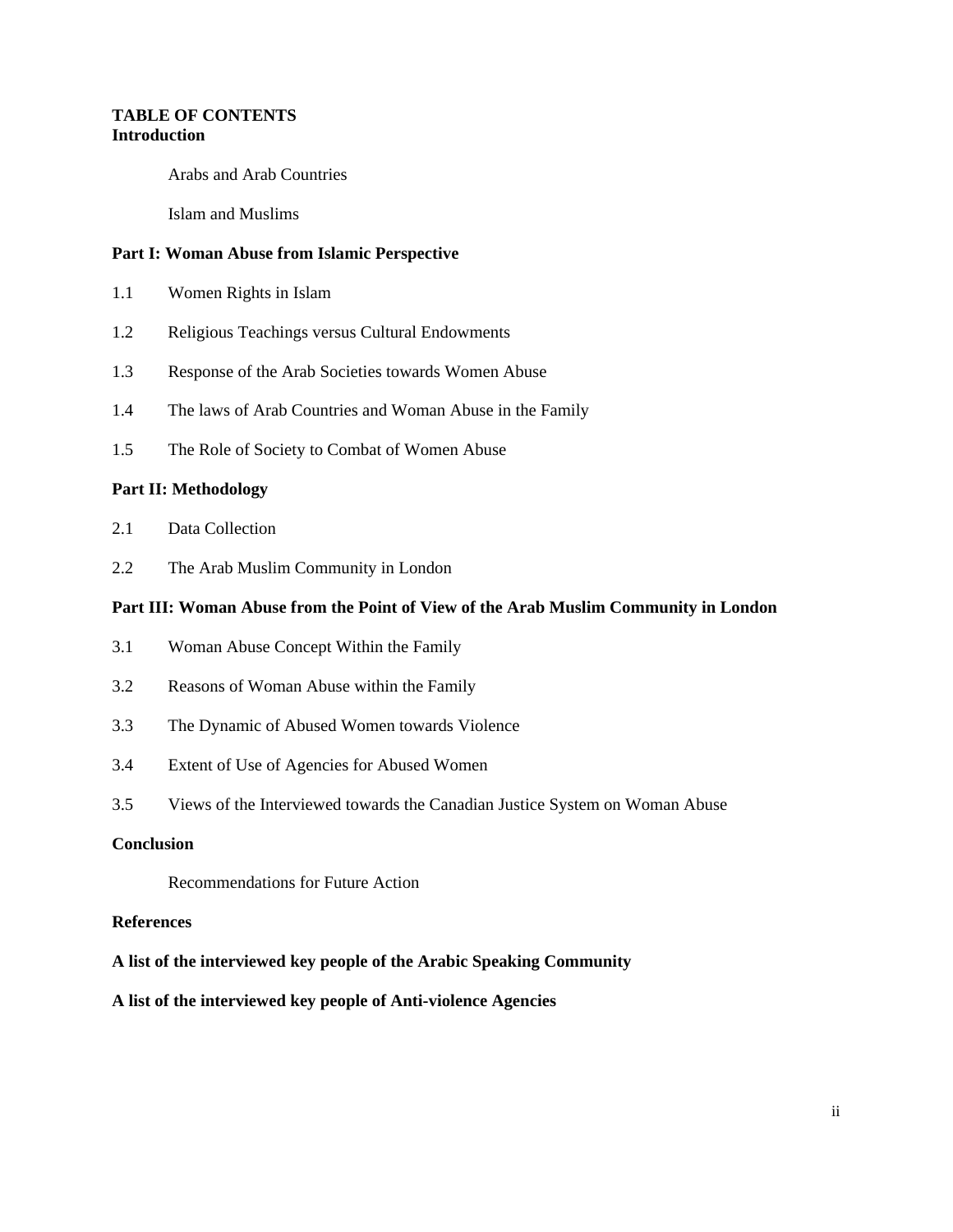**TABLE OF CONTENTS**

**Introduction**

Arabs and Arab Countries

Islam and Muslims

**Part I: Woman Abuse from Islamic Perspective**

1.1 Women Rights in Islam

1.2 Religious Teachings versus Cultural Endowments

1.3 Response of the Arab Societies towards Women Abuse

1.4 The laws of Arab Countries and Woman Abuse in the Family

1.5 The Role of Society to Combat of Women Abuse

**Part II: Methodology**

2.1 Data Collection

2.2 The Arab Muslim Community in London

**Part III: Woman Abuse from the Point of View of the Arab Muslim Community in London**

3.1 Woman Abuse Concept Within the Family

3.2 Reasons of Woman Abuse within the Family

3.3 The Dynamic of Abused Women towards Violence

3.4 Extent of Use of Agencies for Abused Women

3.5 Views of the Interviewed towards the Canadian Justice System on Woman Abuse

**Conclusion**

Recommendations for Future Action

**References**

**A list of the interviewed key people of the Arabic Speaking Community**

**A list of the interviewed key people of Anti-violence Agencies**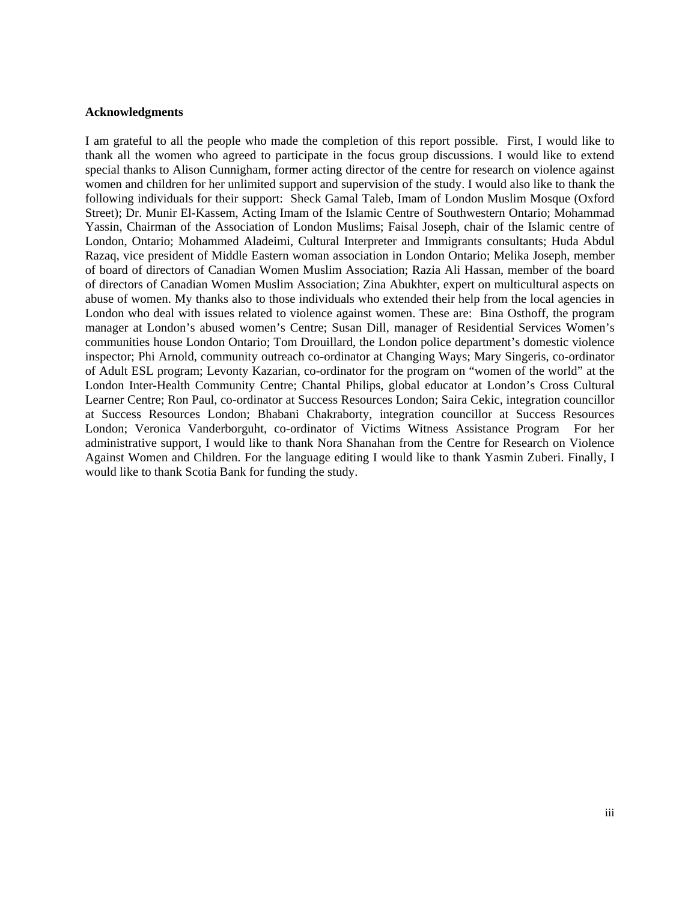**Acknowledgments**

I am grateful to all the people who made the completion of this report possible. First, I would like to thank all the women who agreed to participate in the focus group discussions. I would like to extend special thanks to Alison Cunnigham, former acting director of the centre for research on violence against women and children for her unlimited support and supervision of the study. I would also like to thank the following individuals for their support: Sheck Gamal Taleb, Imam of London Muslim Mosque (Oxford Street); Dr. Munir El-Kassem, Acting Imam of the Islamic Centre of Southwestern Ontario; Mohammad Yassin, Chairman of the Association of London Muslims; Faisal Joseph, chair of the Islamic centre of London, Ontario; Mohammed Aladeimi, Cultural Interpreter and Immigrants consultants; Huda Abdul Razaq, vice president of Middle Eastern woman association in London Ontario; Melika Joseph, member of board of directors of Canadian Women Muslim Association; Razia Ali Hassan, member of the board of directors of Canadian Women Muslim Association; Zina Abukhter, expert on multicultural aspects on abuse of women. My thanks also to those individuals who extended their help from the local agencies in London who deal with issues related to violence against women. These are: Bina Osthoff, the program manager at London's abused women's Centre; Susan Dill, manager of Residential Services Women's communities house London Ontario; Tom Drouillard, the London police department's domestic violence inspector; Phi Arnold, community outreach co-ordinator at Changing Ways; Mary Singeris, co-ordinator of Adult ESL program; Levonty Kazarian, co-ordinator for the program on "women of the world" at the London Inter-Health Community Centre; Chantal Philips, global educator at London's Cross Cultural Learner Centre; Ron Paul, co-ordinator at Success Resources London; Saira Cekic, integration councillor at Success Resources London; Bhabani Chakraborty, integration councillor at Success Resources London; Veronica Vanderborguht, co-ordinator of Victims Witness Assistance Program For her administrative support, I would like to thank Nora Shanahan from the Centre for Research on Violence Against Women and Children. For the language editing I would like to thank Yasmin Zuberi. Finally, I would like to thank Scotia Bank for funding the study.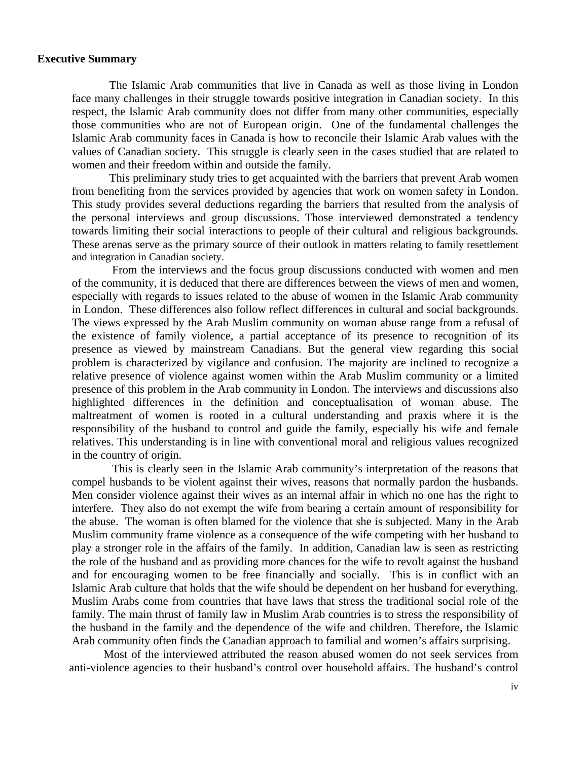**Executive Summary**

The Islamic Arab communities that live in Canada as well as those living in London face many challenges in their struggle towards positive integration in Canadian society. In this respect, the Islamic Arab community does not differ from many other communities, especially those communities who are not of European origin. One of the fundamental challenges the Islamic Arab community faces in Canada is how to reconcile their Islamic Arab values with the values of Canadian society. This struggle is clearly seen in the cases studied that are related to women and their freedom within and outside the family.

This preliminary study tries to get acquainted with the barriers that prevent Arab women from benefiting from the services provided by agencies that work on women safety in London. This study provides several deductions regarding the barriers that resulted from the analysis of the personal interviews and group discussions. Those interviewed demonstrated a tendency towards limiting their social interactions to people of their cultural and religious backgrounds. These arenas serve as the primary source of their outlook in matters relating to family resettlement and integration in Canadian society.

From the interviews and the focus group discussions conducted with women and men of the community, it is deduced that there are differences between the views of men and women, especially with regards to issues related to the abuse of women in the Islamic Arab community in London. These differences also follow reflect differences in cultural and social backgrounds. The views expressed by the Arab Muslim community on woman abuse range from a refusal of the existence of family violence, a partial acceptance of its presence to recognition of its presence as viewed by mainstream Canadians. But the general view regarding this social problem is characterized by vigilance and confusion. The majority are inclined to recognize a relative presence of violence against women within the Arab Muslim community or a limited presence of this problem in the Arab community in London. The interviews and discussions also highlighted differences in the definition and conceptualisation of woman abuse. The maltreatment of women is rooted in a cultural understanding and praxis where it is the responsibility of the husband to control and guide the family, especially his wife and female relatives. This understanding is in line with conventional moral and religious values recognized in the country of origin.

This is clearly seen in the Islamic Arab community's interpretation of the reasons that compel husbands to be violent against their wives, reasons that normally pardon the husbands. Men consider violence against their wives as an internal affair in which no one has the right to interfere. They also do not exempt the wife from bearing a certain amount of responsibility for the abuse. The woman is often blamed for the violence that she is subjected. Many in the Arab Muslim community frame violence as a consequence of the wife competing with her husband to play a stronger role in the affairs of the family. In addition, Canadian law is seen as restricting the role of the husband and as providing more chances for the wife to revolt against the husband and for encouraging women to be free financially and socially. This is in conflict with an Islamic Arab culture that holds that the wife should be dependent on her husband for everything. Muslim Arabs come from countries that have laws that stress the traditional social role of the family. The main thrust of family law in Muslim Arab countries is to stress the responsibility of the husband in the family and the dependence of the wife and children. Therefore, the Islamic Arab community often finds the Canadian approach to familial and women's affairs surprising.

Most of the interviewed attributed the reason abused women do not seek services from anti-violence agencies to their husband's control over household affairs. The husband's control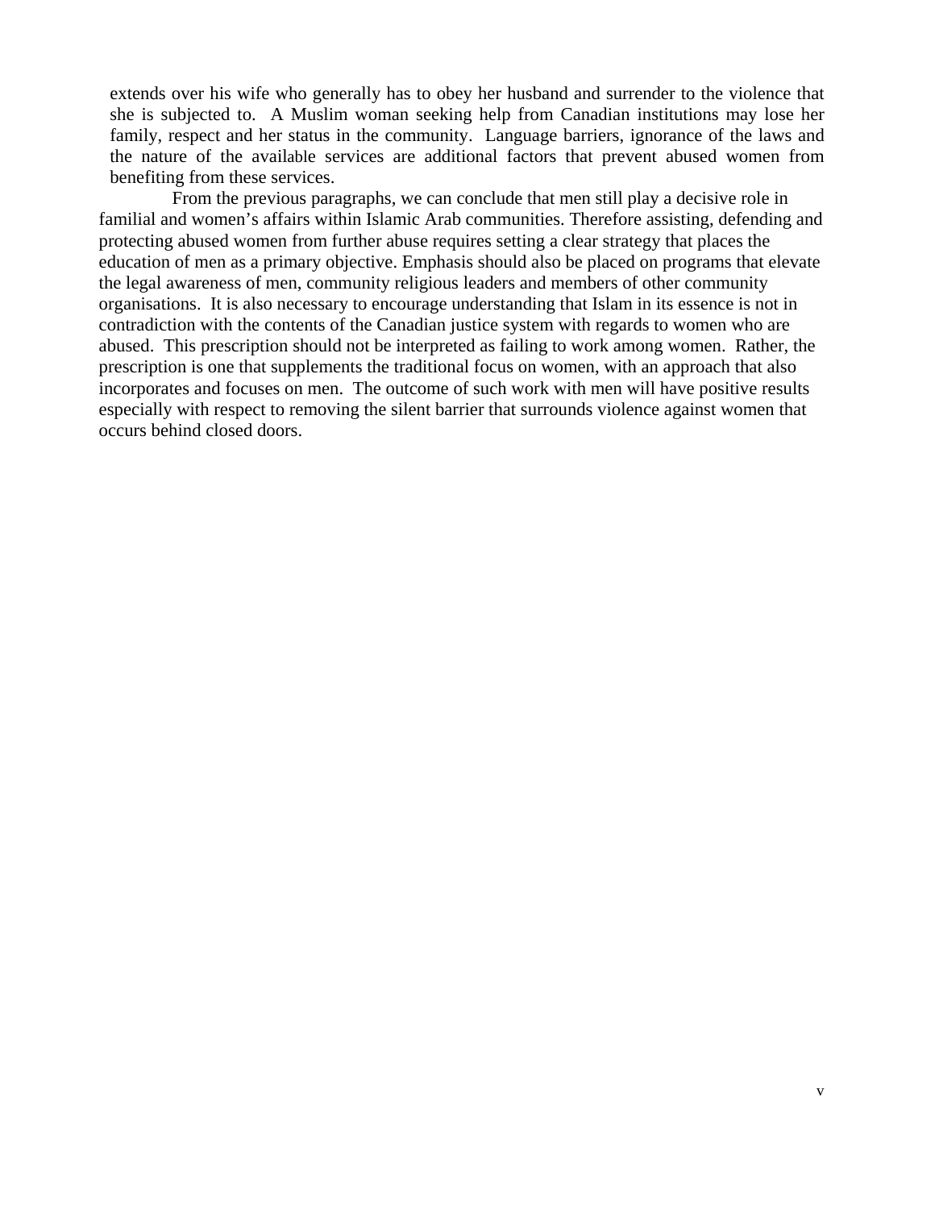extends over his wife who generally has to obey her husband and surrender to the violence that she is subjected to. A Muslim woman seeking help from Canadian institutions may lose her family, respect and her status in the community. Language barriers, ignorance of the laws and the nature of the available services are additional factors that prevent abused women from benefiting from these services.

From the previous paragraphs, we can conclude that men still play a decisive role in familial and women's affairs within Islamic Arab communities. Therefore assisting, defending and protecting abused women from further abuse requires setting a clear strategy that places the education of men as a primary objective. Emphasis should also be placed on programs that elevate the legal awareness of men, community religious leaders and members of other community organisations. It is also necessary to encourage understanding that Islam in its essence is not in contradiction with the contents of the Canadian justice system with regards to women who are abused. This prescription should not be interpreted as failing to work among women. Rather, the prescription is one that supplements the traditional focus on women, with an approach that also incorporates and focuses on men. The outcome of such work with men will have positive results especially with respect to removing the silent barrier that surrounds violence against women that occurs behind closed doors.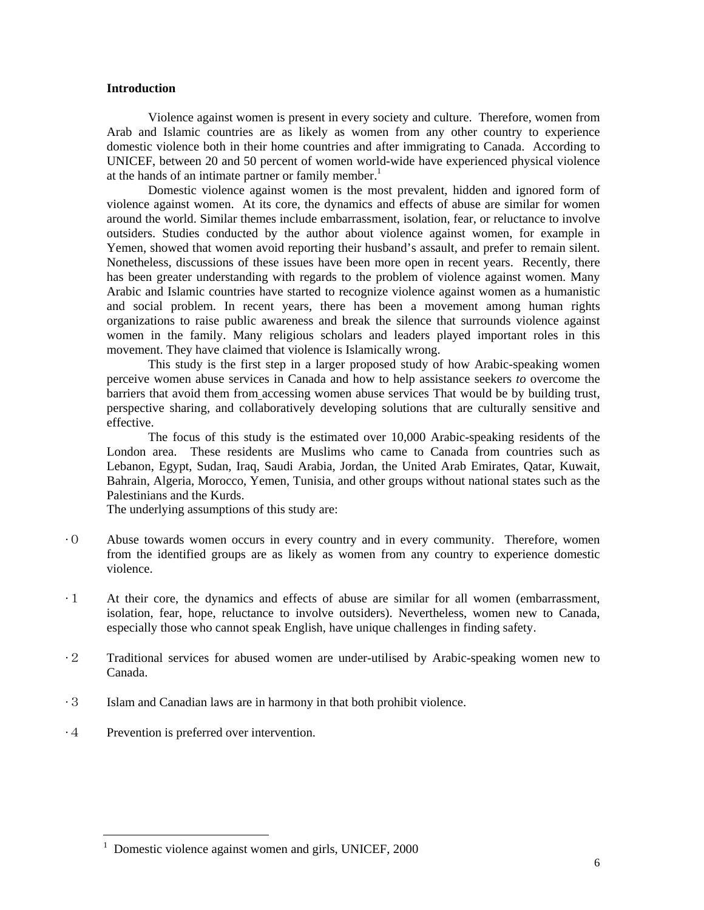**Introduction**

Violence against women is present in every society and culture. Therefore, women from Arab and Islamic countries are as likely as women from any other country to experience domestic violence both in their home countries and after immigrating to Canada. According to UNICEF, between 20 and 50 percent of women world-wide have experienced physical violence at the hands of an intimate partner or family member.[1]

Domestic violence against women is the most prevalent, hidden and ignored form of violence against women. At its core, the dynamics and effects of abuse are similar for women around the world. Similar themes include embarrassment, isolation, fear, or reluctance to involve outsiders. Studies conducted by the author about violence against women, for example in Yemen, showed that women avoid reporting their husband's assault, and prefer to remain silent. Nonetheless, discussions of these issues have been more open in recent years. Recently, there has been greater understanding with regards to the problem of violence against women. Many Arabic and Islamic countries have started to recognize violence against women as a humanistic and social problem. In recent years, there has been a movement among human rights organizations to raise public awareness and break the silence that surrounds violence against women in the family. Many religious scholars and leaders played important roles in this movement. They have claimed that violence is Islamically wrong.

This study is the first step in a larger proposed study of how Arabic-speaking women perceive women abuse services in Canada and how to help assistance seekers *to* overcome the barriers that avoid them from accessing women abuse services That would be by building trust, perspective sharing, and collaboratively developing solutions that are culturally sensitive and effective.

The focus of this study is the estimated over 10,000 Arabic-speaking residents of the London area. These residents are Muslims who came to Canada from countries such as Lebanon, Egypt, Sudan, Iraq, Saudi Arabia, Jordan, the United Arab Emirates, Qatar, Kuwait, Bahrain, Algeria, Morocco, Yemen, Tunisia, and other groups without national states such as the Palestinians and the Kurds.

The underlying assumptions of this study are:

- Abuse towards women occurs in every country and in every community. Therefore, women from the identified groups are as likely as women from any country to experience domestic violence.
- At their core, the dynamics and effects of abuse are similar for all women (embarrassment, isolation, fear, hope, reluctance to involve outsiders). Nevertheless, women new to Canada, especially those who cannot speak English, have unique challenges in finding safety.
- Traditional services for abused women are under-utilised by Arabic-speaking women new to Canada.
- Islam and Canadian laws are in harmony in that both prohibit violence.
- Prevention is preferred over intervention.

[1] Domestic violence against women and girls, UNICEF, 2000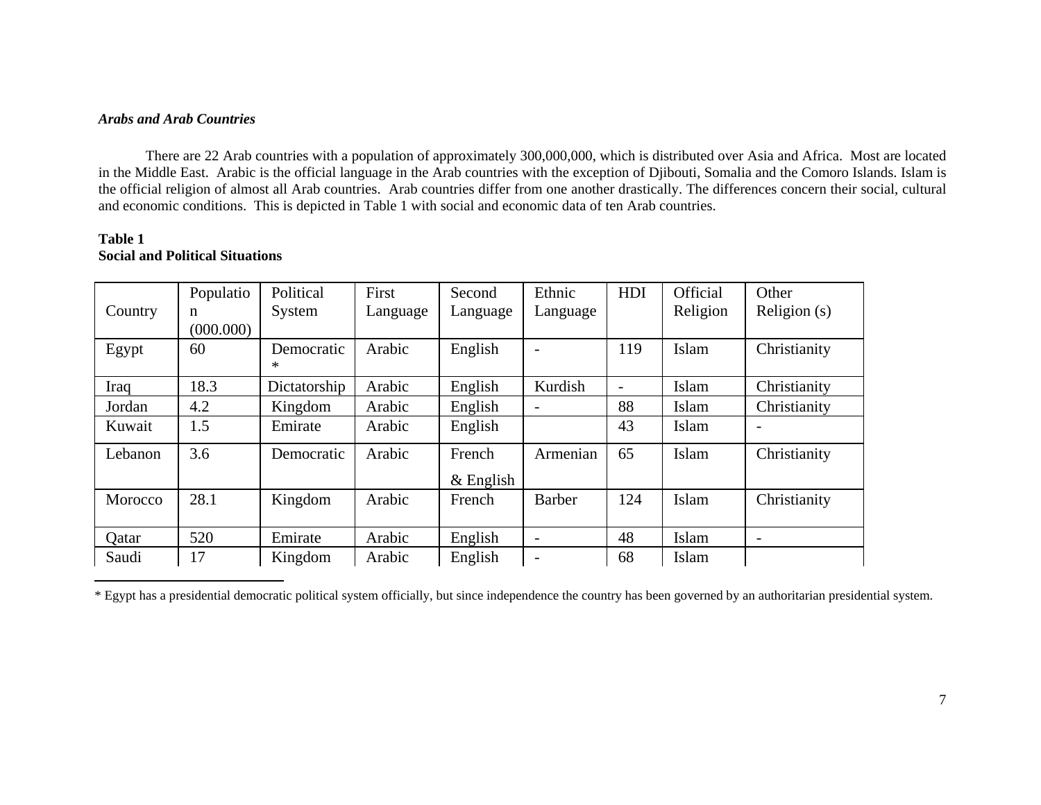***Arabs and Arab Countries***

There are 22 Arab countries with a population of approximately 300,000,000, which is distributed over Asia and Africa. Most are located in the Middle East. Arabic is the official language in the Arab countries with the exception of Djibouti, Somalia and the Comoro Islands. Islam is the official religion of almost all Arab countries. Arab countries differ from one another drastically. The differences concern their social, cultural and economic conditions. This is depicted in Table 1 with social and economic data of ten Arab countries.

**Table 1**
**Social and Political Situations**

| Country | Population (000.000) | Political System | First Language | Second Language | Ethnic Language | HDI | Official Religion | Other Religion (s) |
|---|---|---|---|---|---|---|---|---|
| Egypt | 60 | Democratic * | Arabic | English | - | 119 | Islam | Christianity |
| Iraq | 18.3 | Dictatorship | Arabic | English | Kurdish | - | Islam | Christianity |
| Jordan | 4.2 | Kingdom | Arabic | English | - | 88 | Islam | Christianity |
| Kuwait | 1.5 | Emirate | Arabic | English | | 43 | Islam | - |
| Lebanon | 3.6 | Democratic | Arabic | French & English | Armenian | 65 | Islam | Christianity |
| Morocco | 28.1 | Kingdom | Arabic | French | Barber | 124 | Islam | Christianity |
| Qatar | 520 | Emirate | Arabic | English | - | 48 | Islam | - |
| Saudi | 17 | Kingdom | Arabic | English | - | 68 | Islam | |

* Egypt has a presidential democratic political system officially, but since independence the country has been governed by an authoritarian presidential system.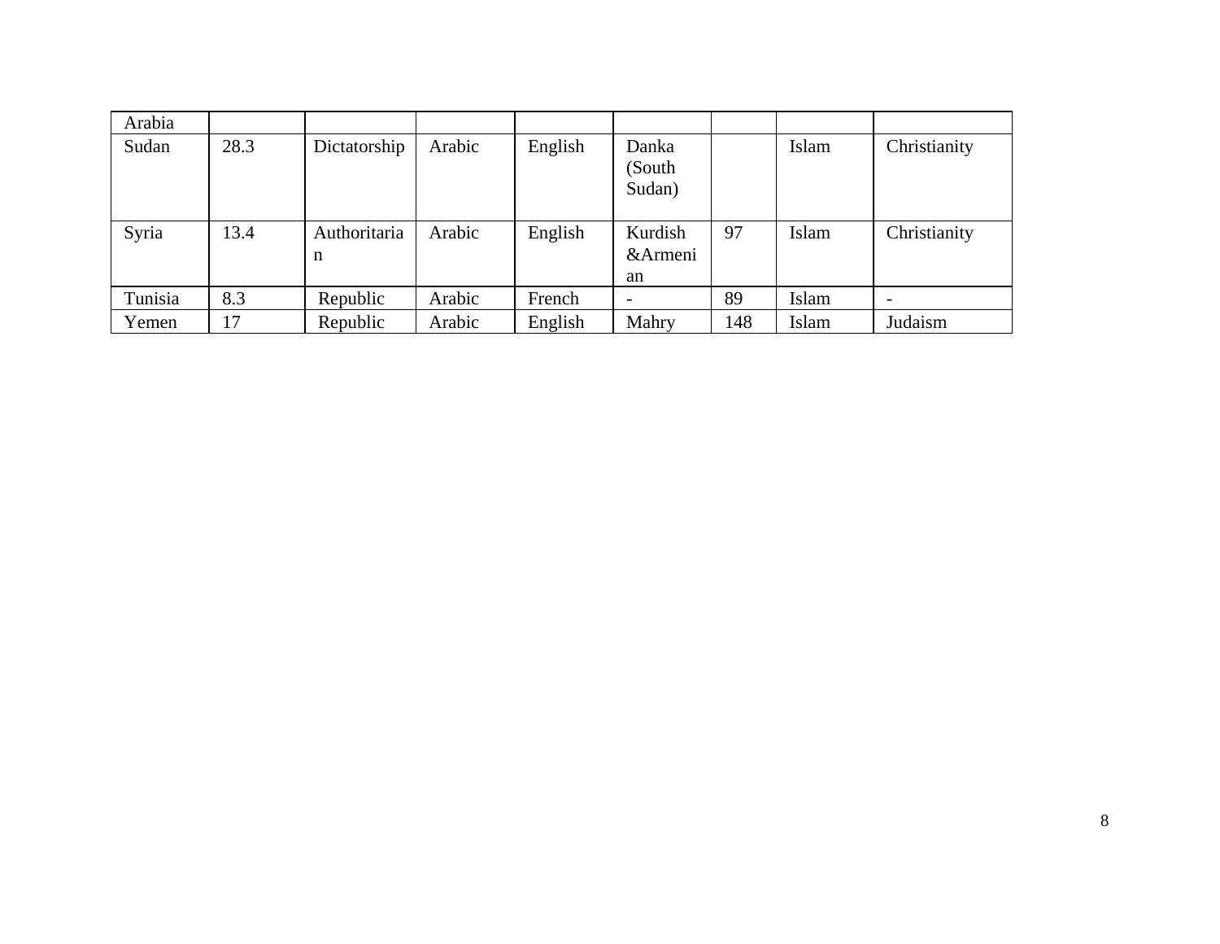| | | | | | | | | |
|---|---|---|---|---|---|---|---|---|
| Arabia | | | | | | | | |
| Sudan | 28.3 | Dictatorship | Arabic | English | Danka (South Sudan) | | Islam | Christianity |
| Syria | 13.4 | Authoritarian | Arabic | English | Kurdish &Armenian | 97 | Islam | Christianity |
| Tunisia | 8.3 | Republic | Arabic | French | - | 89 | Islam | - |
| Yemen | 17 | Republic | Arabic | English | Mahry | 148 | Islam | Judaism |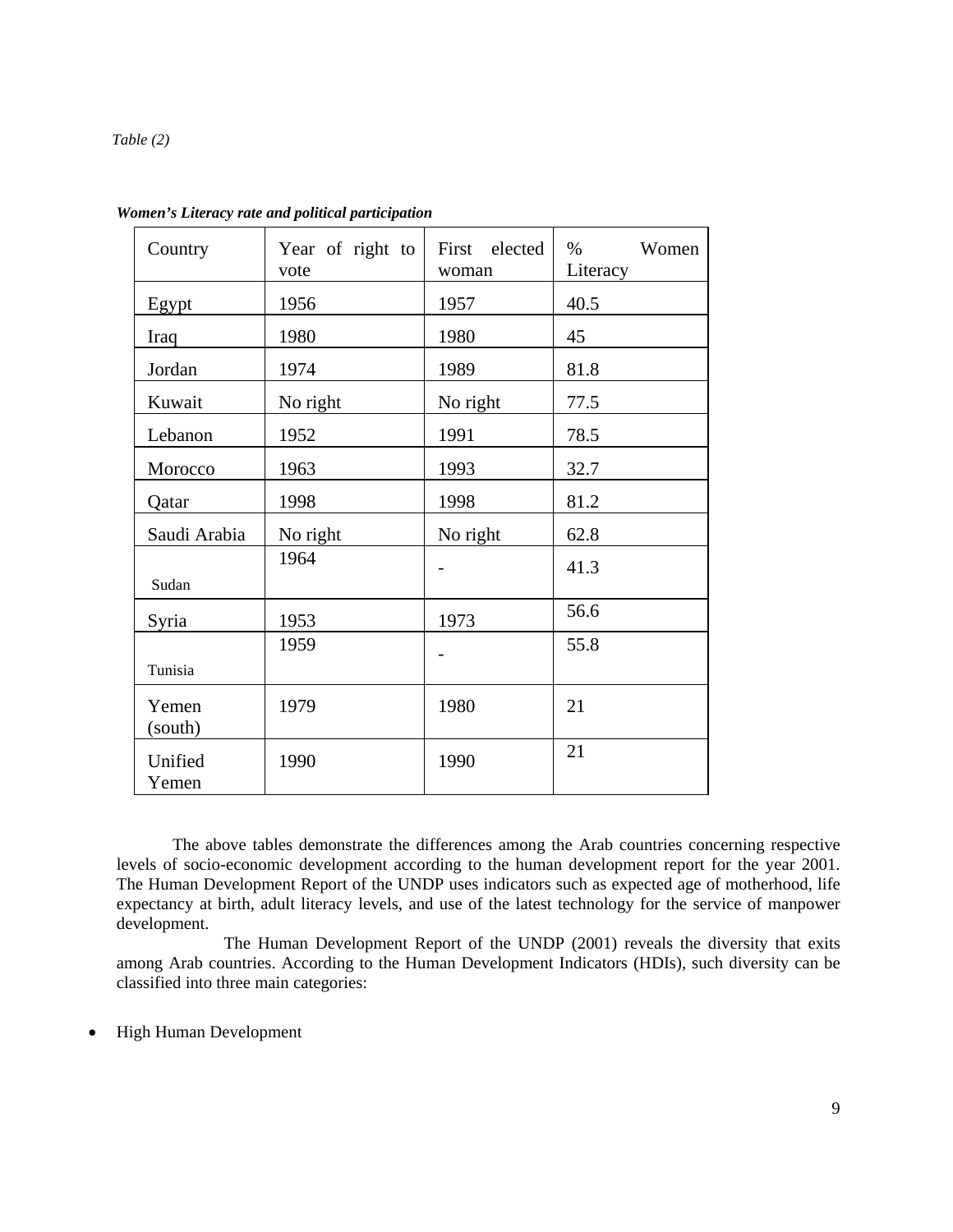*Table (2)*

***Women's Literacy rate and political participation***

| Country | Year of right to vote | First elected woman | % Women Literacy |
|---|---|---|---|
| Egypt | 1956 | 1957 | 40.5 |
| Iraq | 1980 | 1980 | 45 |
| Jordan | 1974 | 1989 | 81.8 |
| Kuwait | No right | No right | 77.5 |
| Lebanon | 1952 | 1991 | 78.5 |
| Morocco | 1963 | 1993 | 32.7 |
| Qatar | 1998 | 1998 | 81.2 |
| Saudi Arabia | No right | No right | 62.8 |
| Sudan | 1964 | - | 41.3 |
| Syria | 1953 | 1973 | 56.6 |
| Tunisia | 1959 | - | 55.8 |
| Yemen (south) | 1979 | 1980 | 21 |
| Unified Yemen | 1990 | 1990 | 21 |

The above tables demonstrate the differences among the Arab countries concerning respective levels of socio-economic development according to the human development report for the year 2001. The Human Development Report of the UNDP uses indicators such as expected age of motherhood, life expectancy at birth, adult literacy levels, and use of the latest technology for the service of manpower development.

The Human Development Report of the UNDP (2001) reveals the diversity that exits among Arab countries. According to the Human Development Indicators (HDIs), such diversity can be classified into three main categories:

- High Human Development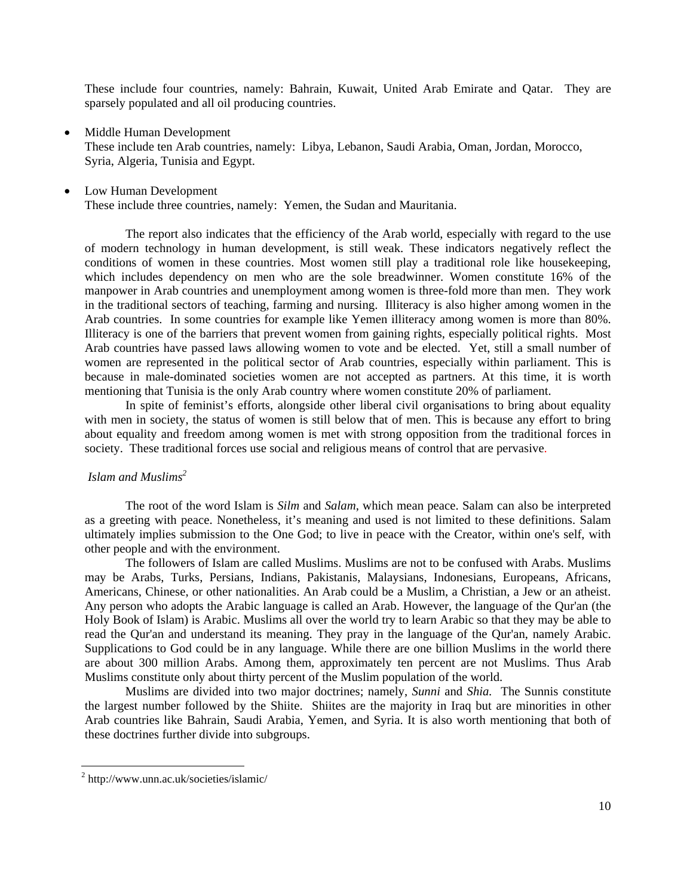These include four countries, namely: Bahrain, Kuwait, United Arab Emirate and Qatar. They are sparsely populated and all oil producing countries.

- Middle Human Development
  These include ten Arab countries, namely: Libya, Lebanon, Saudi Arabia, Oman, Jordan, Morocco, Syria, Algeria, Tunisia and Egypt.

- Low Human Development
  These include three countries, namely: Yemen, the Sudan and Mauritania.

The report also indicates that the efficiency of the Arab world, especially with regard to the use of modern technology in human development, is still weak. These indicators negatively reflect the conditions of women in these countries. Most women still play a traditional role like housekeeping, which includes dependency on men who are the sole breadwinner. Women constitute 16% of the manpower in Arab countries and unemployment among women is three-fold more than men. They work in the traditional sectors of teaching, farming and nursing. Illiteracy is also higher among women in the Arab countries. In some countries for example like Yemen illiteracy among women is more than 80%. Illiteracy is one of the barriers that prevent women from gaining rights, especially political rights. Most Arab countries have passed laws allowing women to vote and be elected. Yet, still a small number of women are represented in the political sector of Arab countries, especially within parliament. This is because in male-dominated societies women are not accepted as partners. At this time, it is worth mentioning that Tunisia is the only Arab country where women constitute 20% of parliament.

In spite of feminist's efforts, alongside other liberal civil organisations to bring about equality with men in society, the status of women is still below that of men. This is because any effort to bring about equality and freedom among women is met with strong opposition from the traditional forces in society. These traditional forces use social and religious means of control that are pervasive.

*Islam and Muslims*[2]

The root of the word Islam is *Silm* and *Salam*, which mean peace. Salam can also be interpreted as a greeting with peace. Nonetheless, it's meaning and used is not limited to these definitions. Salam ultimately implies submission to the One God; to live in peace with the Creator, within one's self, with other people and with the environment.

The followers of Islam are called Muslims. Muslims are not to be confused with Arabs. Muslims may be Arabs, Turks, Persians, Indians, Pakistanis, Malaysians, Indonesians, Europeans, Africans, Americans, Chinese, or other nationalities. An Arab could be a Muslim, a Christian, a Jew or an atheist. Any person who adopts the Arabic language is called an Arab. However, the language of the Qur'an (the Holy Book of Islam) is Arabic. Muslims all over the world try to learn Arabic so that they may be able to read the Qur'an and understand its meaning. They pray in the language of the Qur'an, namely Arabic. Supplications to God could be in any language. While there are one billion Muslims in the world there are about 300 million Arabs. Among them, approximately ten percent are not Muslims. Thus Arab Muslims constitute only about thirty percent of the Muslim population of the world.

Muslims are divided into two major doctrines; namely, *Sunni* and *Shia.* The Sunnis constitute the largest number followed by the Shiite. Shiites are the majority in Iraq but are minorities in other Arab countries like Bahrain, Saudi Arabia, Yemen, and Syria. It is also worth mentioning that both of these doctrines further divide into subgroups.

---

[2] http://www.unn.ac.uk/societies/islamic/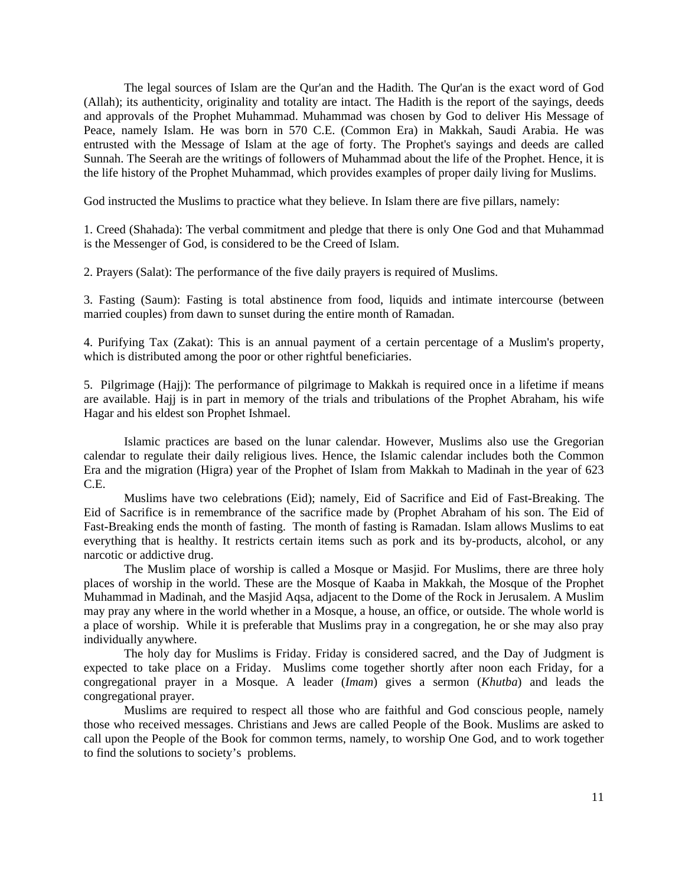The legal sources of Islam are the Qur'an and the Hadith. The Qur'an is the exact word of God (Allah); its authenticity, originality and totality are intact. The Hadith is the report of the sayings, deeds and approvals of the Prophet Muhammad. Muhammad was chosen by God to deliver His Message of Peace, namely Islam. He was born in 570 C.E. (Common Era) in Makkah, Saudi Arabia. He was entrusted with the Message of Islam at the age of forty. The Prophet's sayings and deeds are called Sunnah. The Seerah are the writings of followers of Muhammad about the life of the Prophet. Hence, it is the life history of the Prophet Muhammad, which provides examples of proper daily living for Muslims.

God instructed the Muslims to practice what they believe. In Islam there are five pillars, namely:

1. Creed (Shahada): The verbal commitment and pledge that there is only One God and that Muhammad is the Messenger of God, is considered to be the Creed of Islam.

2. Prayers (Salat): The performance of the five daily prayers is required of Muslims.

3. Fasting (Saum): Fasting is total abstinence from food, liquids and intimate intercourse (between married couples) from dawn to sunset during the entire month of Ramadan.

4. Purifying Tax (Zakat): This is an annual payment of a certain percentage of a Muslim's property, which is distributed among the poor or other rightful beneficiaries.

5. Pilgrimage (Hajj): The performance of pilgrimage to Makkah is required once in a lifetime if means are available. Hajj is in part in memory of the trials and tribulations of the Prophet Abraham, his wife Hagar and his eldest son Prophet Ishmael.

Islamic practices are based on the lunar calendar. However, Muslims also use the Gregorian calendar to regulate their daily religious lives. Hence, the Islamic calendar includes both the Common Era and the migration (Higra) year of the Prophet of Islam from Makkah to Madinah in the year of 623 C.E.

Muslims have two celebrations (Eid); namely, Eid of Sacrifice and Eid of Fast-Breaking. The Eid of Sacrifice is in remembrance of the sacrifice made by (Prophet Abraham of his son. The Eid of Fast-Breaking ends the month of fasting. The month of fasting is Ramadan. Islam allows Muslims to eat everything that is healthy. It restricts certain items such as pork and its by-products, alcohol, or any narcotic or addictive drug.

The Muslim place of worship is called a Mosque or Masjid. For Muslims, there are three holy places of worship in the world. These are the Mosque of Kaaba in Makkah, the Mosque of the Prophet Muhammad in Madinah, and the Masjid Aqsa, adjacent to the Dome of the Rock in Jerusalem. A Muslim may pray any where in the world whether in a Mosque, a house, an office, or outside. The whole world is a place of worship. While it is preferable that Muslims pray in a congregation, he or she may also pray individually anywhere.

The holy day for Muslims is Friday. Friday is considered sacred, and the Day of Judgment is expected to take place on a Friday. Muslims come together shortly after noon each Friday, for a congregational prayer in a Mosque. A leader (*Imam*) gives a sermon (*Khutba*) and leads the congregational prayer.

Muslims are required to respect all those who are faithful and God conscious people, namely those who received messages. Christians and Jews are called People of the Book. Muslims are asked to call upon the People of the Book for common terms, namely, to worship One God, and to work together to find the solutions to society's problems.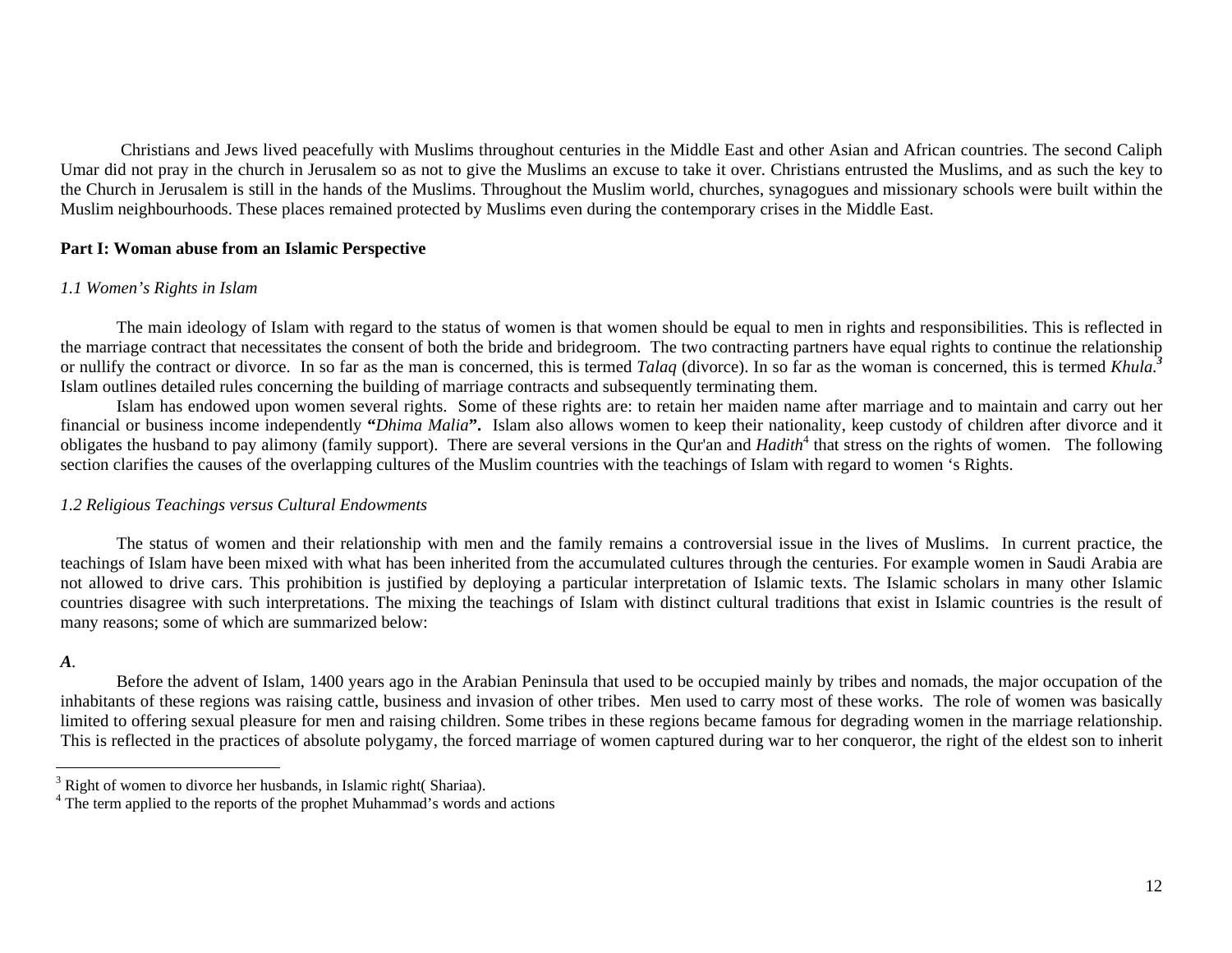Christians and Jews lived peacefully with Muslims throughout centuries in the Middle East and other Asian and African countries. The second Caliph Umar did not pray in the church in Jerusalem so as not to give the Muslims an excuse to take it over. Christians entrusted the Muslims, and as such the key to the Church in Jerusalem is still in the hands of the Muslims. Throughout the Muslim world, churches, synagogues and missionary schools were built within the Muslim neighbourhoods. These places remained protected by Muslims even during the contemporary crises in the Middle East.

**Part I: Woman abuse from an Islamic Perspective**

*1.1 Women's Rights in Islam*

The main ideology of Islam with regard to the status of women is that women should be equal to men in rights and responsibilities. This is reflected in the marriage contract that necessitates the consent of both the bride and bridegroom. The two contracting partners have equal rights to continue the relationship or nullify the contract or divorce. In so far as the man is concerned, this is termed *Talaq* (divorce). In so far as the woman is concerned, this is termed *Khula.*[3] Islam outlines detailed rules concerning the building of marriage contracts and subsequently terminating them.

Islam has endowed upon women several rights. Some of these rights are: to retain her maiden name after marriage and to maintain and carry out her financial or business income independently **"***Dhima Malia***".** Islam also allows women to keep their nationality, keep custody of children after divorce and it obligates the husband to pay alimony (family support). There are several versions in the Qur'an and *Hadith*[4] that stress on the rights of women. The following section clarifies the causes of the overlapping cultures of the Muslim countries with the teachings of Islam with regard to women 's Rights.

*1.2 Religious Teachings versus Cultural Endowments*

The status of women and their relationship with men and the family remains a controversial issue in the lives of Muslims. In current practice, the teachings of Islam have been mixed with what has been inherited from the accumulated cultures through the centuries. For example women in Saudi Arabia are not allowed to drive cars. This prohibition is justified by deploying a particular interpretation of Islamic texts. The Islamic scholars in many other Islamic countries disagree with such interpretations. The mixing the teachings of Islam with distinct cultural traditions that exist in Islamic countries is the result of many reasons; some of which are summarized below:

***A***.

Before the advent of Islam, 1400 years ago in the Arabian Peninsula that used to be occupied mainly by tribes and nomads, the major occupation of the inhabitants of these regions was raising cattle, business and invasion of other tribes. Men used to carry most of these works. The role of women was basically limited to offering sexual pleasure for men and raising children. Some tribes in these regions became famous for degrading women in the marriage relationship. This is reflected in the practices of absolute polygamy, the forced marriage of women captured during war to her conqueror, the right of the eldest son to inherit

---

[3] Right of women to divorce her husbands, in Islamic right( Shariaa).

[4] The term applied to the reports of the prophet Muhammad's words and actions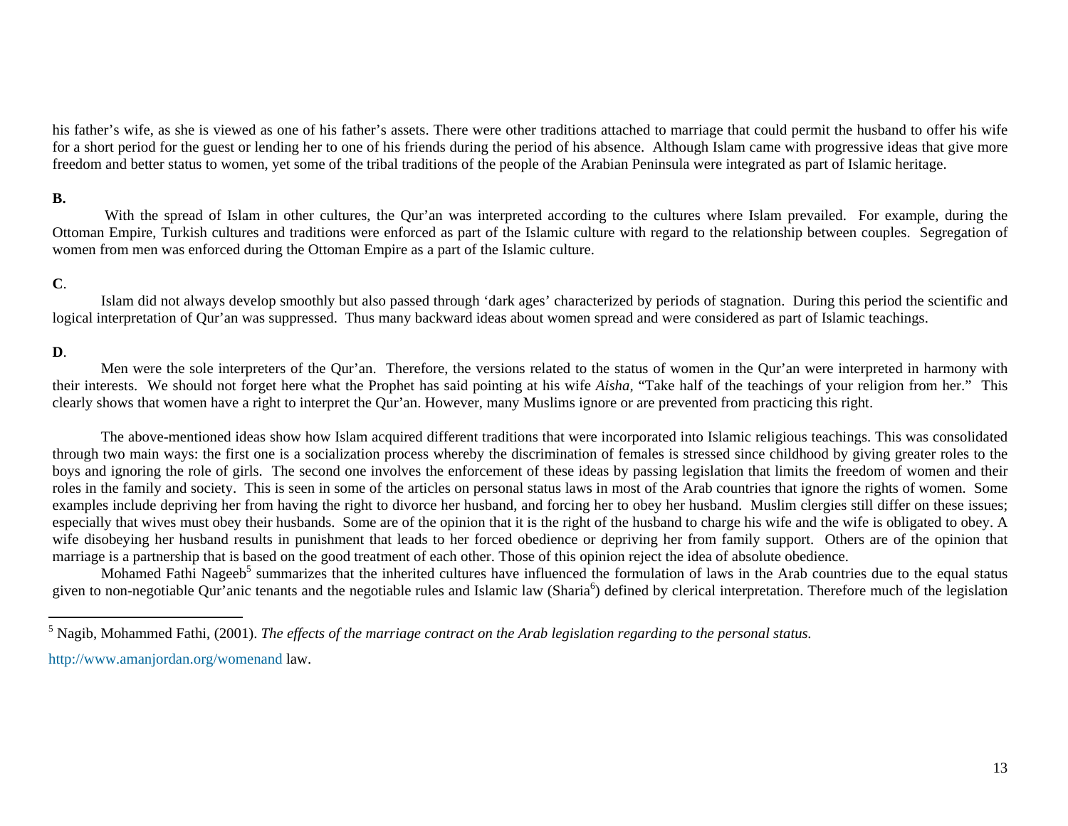his father's wife, as she is viewed as one of his father's assets. There were other traditions attached to marriage that could permit the husband to offer his wife for a short period for the guest or lending her to one of his friends during the period of his absence. Although Islam came with progressive ideas that give more freedom and better status to women, yet some of the tribal traditions of the people of the Arabian Peninsula were integrated as part of Islamic heritage.

**B.**

With the spread of Islam in other cultures, the Qur'an was interpreted according to the cultures where Islam prevailed. For example, during the Ottoman Empire, Turkish cultures and traditions were enforced as part of the Islamic culture with regard to the relationship between couples. Segregation of women from men was enforced during the Ottoman Empire as a part of the Islamic culture.

**C**.

Islam did not always develop smoothly but also passed through 'dark ages' characterized by periods of stagnation. During this period the scientific and logical interpretation of Qur'an was suppressed. Thus many backward ideas about women spread and were considered as part of Islamic teachings.

**D**.

Men were the sole interpreters of the Qur'an. Therefore, the versions related to the status of women in the Qur'an were interpreted in harmony with their interests. We should not forget here what the Prophet has said pointing at his wife *Aisha*, "Take half of the teachings of your religion from her." This clearly shows that women have a right to interpret the Qur'an. However, many Muslims ignore or are prevented from practicing this right.

The above-mentioned ideas show how Islam acquired different traditions that were incorporated into Islamic religious teachings. This was consolidated through two main ways: the first one is a socialization process whereby the discrimination of females is stressed since childhood by giving greater roles to the boys and ignoring the role of girls. The second one involves the enforcement of these ideas by passing legislation that limits the freedom of women and their roles in the family and society. This is seen in some of the articles on personal status laws in most of the Arab countries that ignore the rights of women. Some examples include depriving her from having the right to divorce her husband, and forcing her to obey her husband. Muslim clergies still differ on these issues; especially that wives must obey their husbands. Some are of the opinion that it is the right of the husband to charge his wife and the wife is obligated to obey. A wife disobeying her husband results in punishment that leads to her forced obedience or depriving her from family support. Others are of the opinion that marriage is a partnership that is based on the good treatment of each other. Those of this opinion reject the idea of absolute obedience.

Mohamed Fathi Nageeb[5] summarizes that the inherited cultures have influenced the formulation of laws in the Arab countries due to the equal status given to non-negotiable Qur'anic tenants and the negotiable rules and Islamic law (Sharia[6]) defined by clerical interpretation. Therefore much of the legislation

---

[5] Nagib, Mohammed Fathi, (2001). *The effects of the marriage contract on the Arab legislation regarding to the personal status.*

http://www.amanjordan.org/womenand law.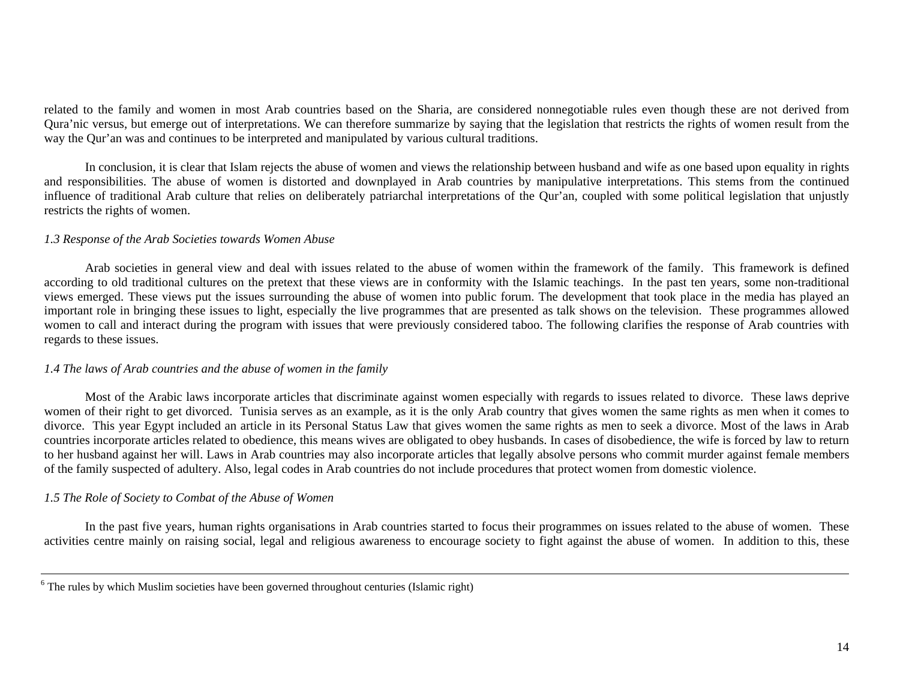related to the family and women in most Arab countries based on the Sharia, are considered nonnegotiable rules even though these are not derived from Qura'nic versus, but emerge out of interpretations. We can therefore summarize by saying that the legislation that restricts the rights of women result from the way the Qur'an was and continues to be interpreted and manipulated by various cultural traditions.

In conclusion, it is clear that Islam rejects the abuse of women and views the relationship between husband and wife as one based upon equality in rights and responsibilities. The abuse of women is distorted and downplayed in Arab countries by manipulative interpretations. This stems from the continued influence of traditional Arab culture that relies on deliberately patriarchal interpretations of the Qur'an, coupled with some political legislation that unjustly restricts the rights of women.

*1.3 Response of the Arab Societies towards Women Abuse*

Arab societies in general view and deal with issues related to the abuse of women within the framework of the family. This framework is defined according to old traditional cultures on the pretext that these views are in conformity with the Islamic teachings. In the past ten years, some non-traditional views emerged. These views put the issues surrounding the abuse of women into public forum. The development that took place in the media has played an important role in bringing these issues to light, especially the live programmes that are presented as talk shows on the television. These programmes allowed women to call and interact during the program with issues that were previously considered taboo. The following clarifies the response of Arab countries with regards to these issues.

*1.4 The laws of Arab countries and the abuse of women in the family*

Most of the Arabic laws incorporate articles that discriminate against women especially with regards to issues related to divorce. These laws deprive women of their right to get divorced. Tunisia serves as an example, as it is the only Arab country that gives women the same rights as men when it comes to divorce. This year Egypt included an article in its Personal Status Law that gives women the same rights as men to seek a divorce. Most of the laws in Arab countries incorporate articles related to obedience, this means wives are obligated to obey husbands. In cases of disobedience, the wife is forced by law to return to her husband against her will. Laws in Arab countries may also incorporate articles that legally absolve persons who commit murder against female members of the family suspected of adultery. Also, legal codes in Arab countries do not include procedures that protect women from domestic violence.

*1.5 The Role of Society to Combat of the Abuse of Women*

In the past five years, human rights organisations in Arab countries started to focus their programmes on issues related to the abuse of women. These activities centre mainly on raising social, legal and religious awareness to encourage society to fight against the abuse of women. In addition to this, these

---

[6] The rules by which Muslim societies have been governed throughout centuries (Islamic right)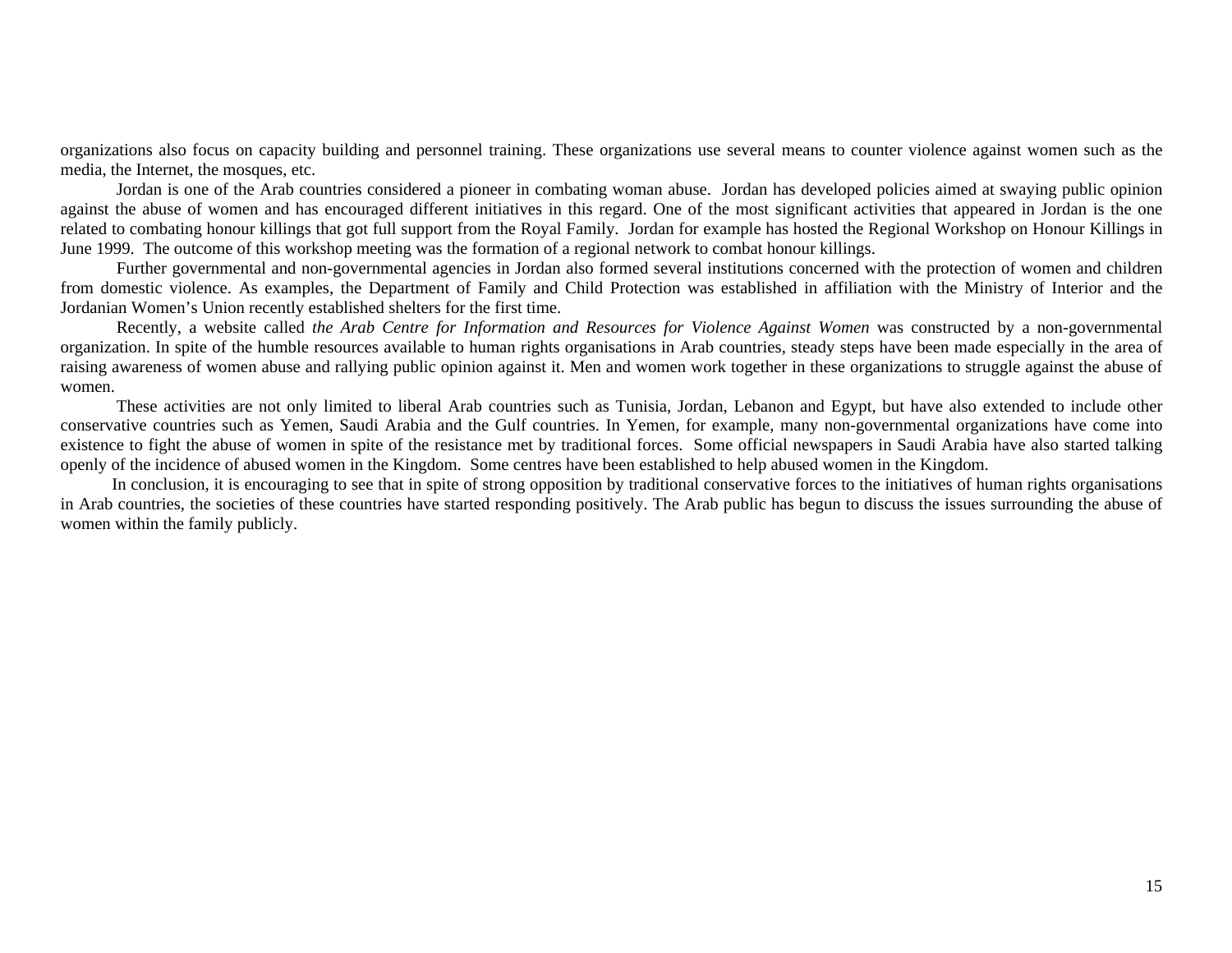organizations also focus on capacity building and personnel training. These organizations use several means to counter violence against women such as the media, the Internet, the mosques, etc.

Jordan is one of the Arab countries considered a pioneer in combating woman abuse. Jordan has developed policies aimed at swaying public opinion against the abuse of women and has encouraged different initiatives in this regard. One of the most significant activities that appeared in Jordan is the one related to combating honour killings that got full support from the Royal Family. Jordan for example has hosted the Regional Workshop on Honour Killings in June 1999. The outcome of this workshop meeting was the formation of a regional network to combat honour killings.

Further governmental and non-governmental agencies in Jordan also formed several institutions concerned with the protection of women and children from domestic violence. As examples, the Department of Family and Child Protection was established in affiliation with the Ministry of Interior and the Jordanian Women's Union recently established shelters for the first time.

Recently, a website called *the Arab Centre for Information and Resources for Violence Against Women* was constructed by a non-governmental organization. In spite of the humble resources available to human rights organisations in Arab countries, steady steps have been made especially in the area of raising awareness of women abuse and rallying public opinion against it. Men and women work together in these organizations to struggle against the abuse of women.

These activities are not only limited to liberal Arab countries such as Tunisia, Jordan, Lebanon and Egypt, but have also extended to include other conservative countries such as Yemen, Saudi Arabia and the Gulf countries. In Yemen, for example, many non-governmental organizations have come into existence to fight the abuse of women in spite of the resistance met by traditional forces. Some official newspapers in Saudi Arabia have also started talking openly of the incidence of abused women in the Kingdom. Some centres have been established to help abused women in the Kingdom.

In conclusion, it is encouraging to see that in spite of strong opposition by traditional conservative forces to the initiatives of human rights organisations in Arab countries, the societies of these countries have started responding positively. The Arab public has begun to discuss the issues surrounding the abuse of women within the family publicly.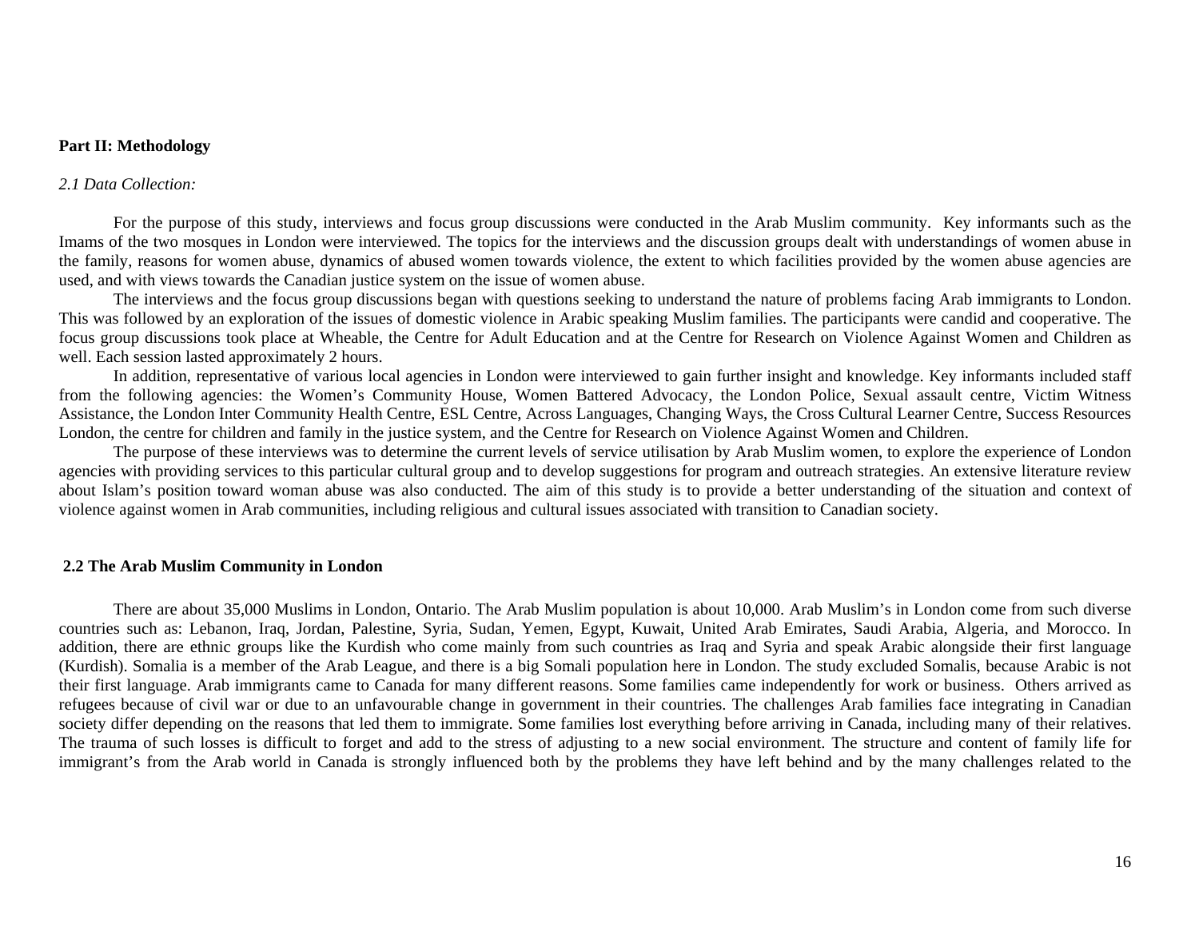**Part II: Methodology**

*2.1 Data Collection:*

For the purpose of this study, interviews and focus group discussions were conducted in the Arab Muslim community. Key informants such as the Imams of the two mosques in London were interviewed. The topics for the interviews and the discussion groups dealt with understandings of women abuse in the family, reasons for women abuse, dynamics of abused women towards violence, the extent to which facilities provided by the women abuse agencies are used, and with views towards the Canadian justice system on the issue of women abuse.

The interviews and the focus group discussions began with questions seeking to understand the nature of problems facing Arab immigrants to London. This was followed by an exploration of the issues of domestic violence in Arabic speaking Muslim families. The participants were candid and cooperative. The focus group discussions took place at Wheable, the Centre for Adult Education and at the Centre for Research on Violence Against Women and Children as well. Each session lasted approximately 2 hours.

In addition, representative of various local agencies in London were interviewed to gain further insight and knowledge. Key informants included staff from the following agencies: the Women's Community House, Women Battered Advocacy, the London Police, Sexual assault centre, Victim Witness Assistance, the London Inter Community Health Centre, ESL Centre, Across Languages, Changing Ways, the Cross Cultural Learner Centre, Success Resources London, the centre for children and family in the justice system, and the Centre for Research on Violence Against Women and Children.

The purpose of these interviews was to determine the current levels of service utilisation by Arab Muslim women, to explore the experience of London agencies with providing services to this particular cultural group and to develop suggestions for program and outreach strategies. An extensive literature review about Islam's position toward woman abuse was also conducted. The aim of this study is to provide a better understanding of the situation and context of violence against women in Arab communities, including religious and cultural issues associated with transition to Canadian society.

**2.2 The Arab Muslim Community in London**

There are about 35,000 Muslims in London, Ontario. The Arab Muslim population is about 10,000. Arab Muslim's in London come from such diverse countries such as: Lebanon, Iraq, Jordan, Palestine, Syria, Sudan, Yemen, Egypt, Kuwait, United Arab Emirates, Saudi Arabia, Algeria, and Morocco. In addition, there are ethnic groups like the Kurdish who come mainly from such countries as Iraq and Syria and speak Arabic alongside their first language (Kurdish). Somalia is a member of the Arab League, and there is a big Somali population here in London. The study excluded Somalis, because Arabic is not their first language. Arab immigrants came to Canada for many different reasons. Some families came independently for work or business. Others arrived as refugees because of civil war or due to an unfavourable change in government in their countries. The challenges Arab families face integrating in Canadian society differ depending on the reasons that led them to immigrate. Some families lost everything before arriving in Canada, including many of their relatives. The trauma of such losses is difficult to forget and add to the stress of adjusting to a new social environment. The structure and content of family life for immigrant's from the Arab world in Canada is strongly influenced both by the problems they have left behind and by the many challenges related to the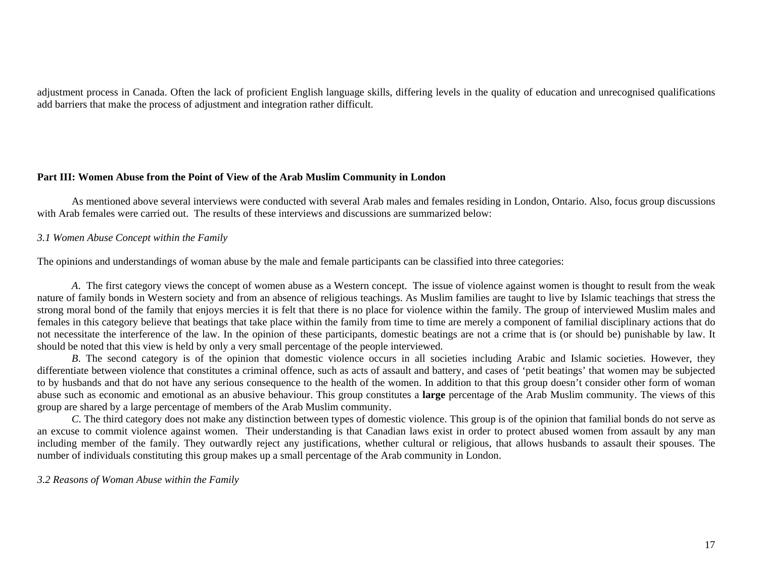adjustment process in Canada. Often the lack of proficient English language skills, differing levels in the quality of education and unrecognised qualifications add barriers that make the process of adjustment and integration rather difficult.

## Part III: Women Abuse from the Point of View of the Arab Muslim Community in London

As mentioned above several interviews were conducted with several Arab males and females residing in London, Ontario. Also, focus group discussions with Arab females were carried out. The results of these interviews and discussions are summarized below:

### *3.1 Women Abuse Concept within the Family*

The opinions and understandings of woman abuse by the male and female participants can be classified into three categories:

*A*. The first category views the concept of women abuse as a Western concept. The issue of violence against women is thought to result from the weak nature of family bonds in Western society and from an absence of religious teachings. As Muslim families are taught to live by Islamic teachings that stress the strong moral bond of the family that enjoys mercies it is felt that there is no place for violence within the family. The group of interviewed Muslim males and females in this category believe that beatings that take place within the family from time to time are merely a component of familial disciplinary actions that do not necessitate the interference of the law. In the opinion of these participants, domestic beatings are not a crime that is (or should be) punishable by law. It should be noted that this view is held by only a very small percentage of the people interviewed.

*B*. The second category is of the opinion that domestic violence occurs in all societies including Arabic and Islamic societies. However, they differentiate between violence that constitutes a criminal offence, such as acts of assault and battery, and cases of 'petit beatings' that women may be subjected to by husbands and that do not have any serious consequence to the health of the women. In addition to that this group doesn't consider other form of woman abuse such as economic and emotional as an abusive behaviour. This group constitutes a **large** percentage of the Arab Muslim community. The views of this group are shared by a large percentage of members of the Arab Muslim community.

*C*. The third category does not make any distinction between types of domestic violence. This group is of the opinion that familial bonds do not serve as an excuse to commit violence against women. Their understanding is that Canadian laws exist in order to protect abused women from assault by any man including member of the family. They outwardly reject any justifications, whether cultural or religious, that allows husbands to assault their spouses. The number of individuals constituting this group makes up a small percentage of the Arab community in London.

### *3.2 Reasons of Woman Abuse within the Family*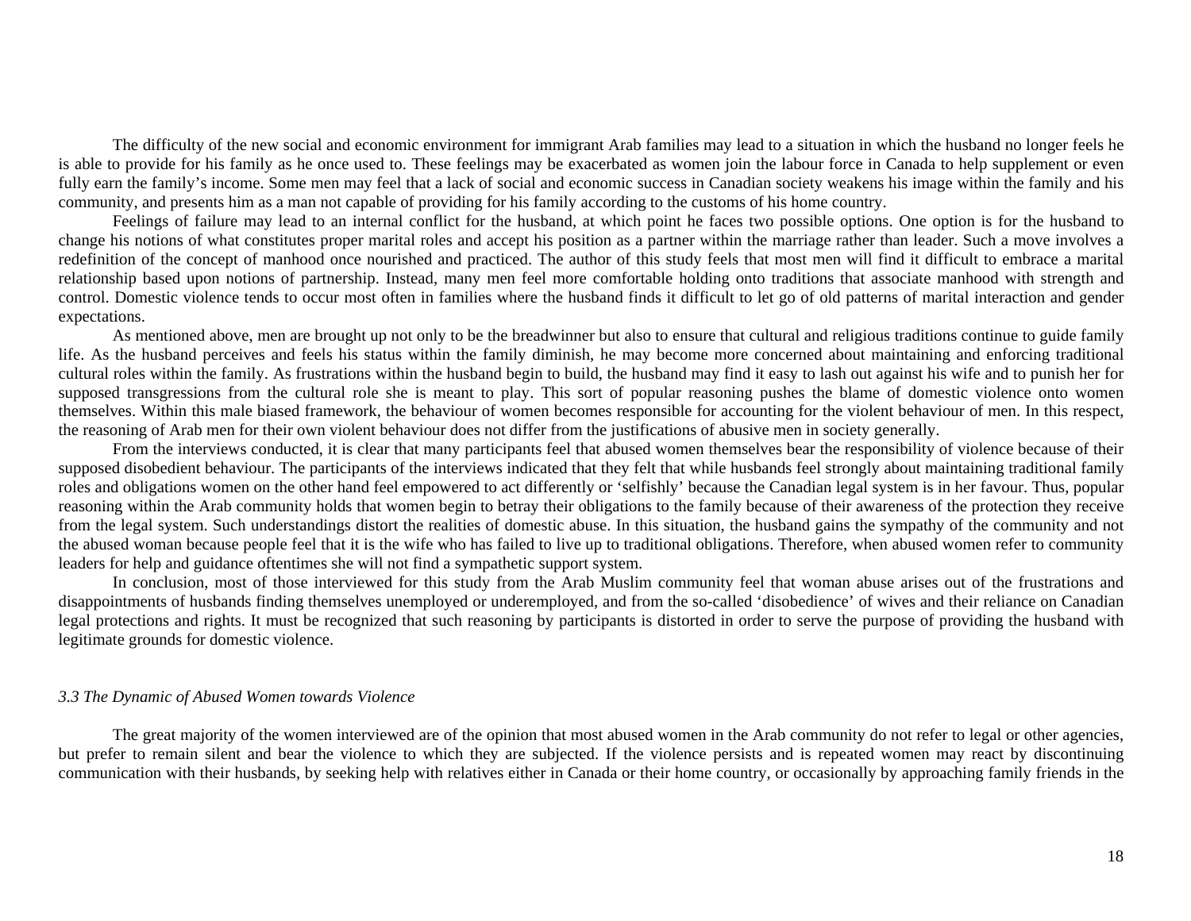The difficulty of the new social and economic environment for immigrant Arab families may lead to a situation in which the husband no longer feels he is able to provide for his family as he once used to. These feelings may be exacerbated as women join the labour force in Canada to help supplement or even fully earn the family's income. Some men may feel that a lack of social and economic success in Canadian society weakens his image within the family and his community, and presents him as a man not capable of providing for his family according to the customs of his home country.

Feelings of failure may lead to an internal conflict for the husband, at which point he faces two possible options. One option is for the husband to change his notions of what constitutes proper marital roles and accept his position as a partner within the marriage rather than leader. Such a move involves a redefinition of the concept of manhood once nourished and practiced. The author of this study feels that most men will find it difficult to embrace a marital relationship based upon notions of partnership. Instead, many men feel more comfortable holding onto traditions that associate manhood with strength and control. Domestic violence tends to occur most often in families where the husband finds it difficult to let go of old patterns of marital interaction and gender expectations.

As mentioned above, men are brought up not only to be the breadwinner but also to ensure that cultural and religious traditions continue to guide family life. As the husband perceives and feels his status within the family diminish, he may become more concerned about maintaining and enforcing traditional cultural roles within the family. As frustrations within the husband begin to build, the husband may find it easy to lash out against his wife and to punish her for supposed transgressions from the cultural role she is meant to play. This sort of popular reasoning pushes the blame of domestic violence onto women themselves. Within this male biased framework, the behaviour of women becomes responsible for accounting for the violent behaviour of men. In this respect, the reasoning of Arab men for their own violent behaviour does not differ from the justifications of abusive men in society generally.

From the interviews conducted, it is clear that many participants feel that abused women themselves bear the responsibility of violence because of their supposed disobedient behaviour. The participants of the interviews indicated that they felt that while husbands feel strongly about maintaining traditional family roles and obligations women on the other hand feel empowered to act differently or 'selfishly' because the Canadian legal system is in her favour. Thus, popular reasoning within the Arab community holds that women begin to betray their obligations to the family because of their awareness of the protection they receive from the legal system. Such understandings distort the realities of domestic abuse. In this situation, the husband gains the sympathy of the community and not the abused woman because people feel that it is the wife who has failed to live up to traditional obligations. Therefore, when abused women refer to community leaders for help and guidance oftentimes she will not find a sympathetic support system.

In conclusion, most of those interviewed for this study from the Arab Muslim community feel that woman abuse arises out of the frustrations and disappointments of husbands finding themselves unemployed or underemployed, and from the so-called 'disobedience' of wives and their reliance on Canadian legal protections and rights. It must be recognized that such reasoning by participants is distorted in order to serve the purpose of providing the husband with legitimate grounds for domestic violence.

### *3.3 The Dynamic of Abused Women towards Violence*

The great majority of the women interviewed are of the opinion that most abused women in the Arab community do not refer to legal or other agencies, but prefer to remain silent and bear the violence to which they are subjected. If the violence persists and is repeated women may react by discontinuing communication with their husbands, by seeking help with relatives either in Canada or their home country, or occasionally by approaching family friends in the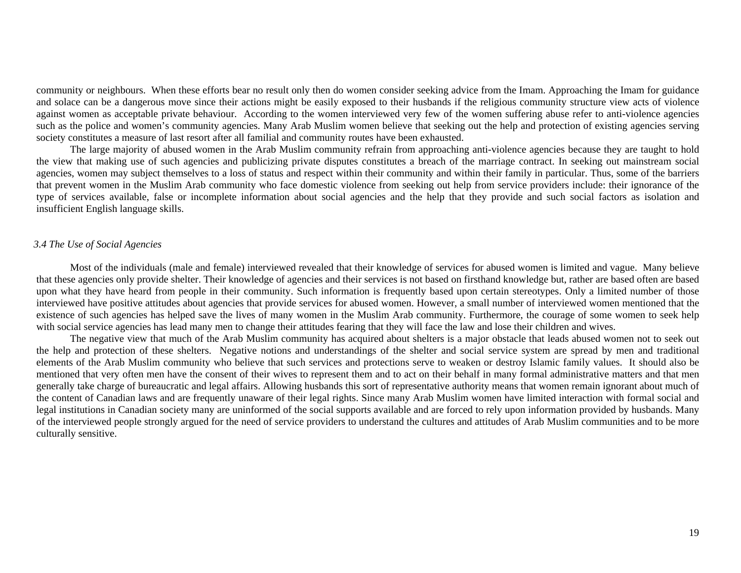community or neighbours. When these efforts bear no result only then do women consider seeking advice from the Imam. Approaching the Imam for guidance and solace can be a dangerous move since their actions might be easily exposed to their husbands if the religious community structure view acts of violence against women as acceptable private behaviour. According to the women interviewed very few of the women suffering abuse refer to anti-violence agencies such as the police and women's community agencies. Many Arab Muslim women believe that seeking out the help and protection of existing agencies serving society constitutes a measure of last resort after all familial and community routes have been exhausted.

The large majority of abused women in the Arab Muslim community refrain from approaching anti-violence agencies because they are taught to hold the view that making use of such agencies and publicizing private disputes constitutes a breach of the marriage contract. In seeking out mainstream social agencies, women may subject themselves to a loss of status and respect within their community and within their family in particular. Thus, some of the barriers that prevent women in the Muslim Arab community who face domestic violence from seeking out help from service providers include: their ignorance of the type of services available, false or incomplete information about social agencies and the help that they provide and such social factors as isolation and insufficient English language skills.

### *3.4 The Use of Social Agencies*

Most of the individuals (male and female) interviewed revealed that their knowledge of services for abused women is limited and vague. Many believe that these agencies only provide shelter. Their knowledge of agencies and their services is not based on firsthand knowledge but, rather are based often are based upon what they have heard from people in their community. Such information is frequently based upon certain stereotypes. Only a limited number of those interviewed have positive attitudes about agencies that provide services for abused women. However, a small number of interviewed women mentioned that the existence of such agencies has helped save the lives of many women in the Muslim Arab community. Furthermore, the courage of some women to seek help with social service agencies has lead many men to change their attitudes fearing that they will face the law and lose their children and wives.

The negative view that much of the Arab Muslim community has acquired about shelters is a major obstacle that leads abused women not to seek out the help and protection of these shelters. Negative notions and understandings of the shelter and social service system are spread by men and traditional elements of the Arab Muslim community who believe that such services and protections serve to weaken or destroy Islamic family values. It should also be mentioned that very often men have the consent of their wives to represent them and to act on their behalf in many formal administrative matters and that men generally take charge of bureaucratic and legal affairs. Allowing husbands this sort of representative authority means that women remain ignorant about much of the content of Canadian laws and are frequently unaware of their legal rights. Since many Arab Muslim women have limited interaction with formal social and legal institutions in Canadian society many are uninformed of the social supports available and are forced to rely upon information provided by husbands. Many of the interviewed people strongly argued for the need of service providers to understand the cultures and attitudes of Arab Muslim communities and to be more culturally sensitive.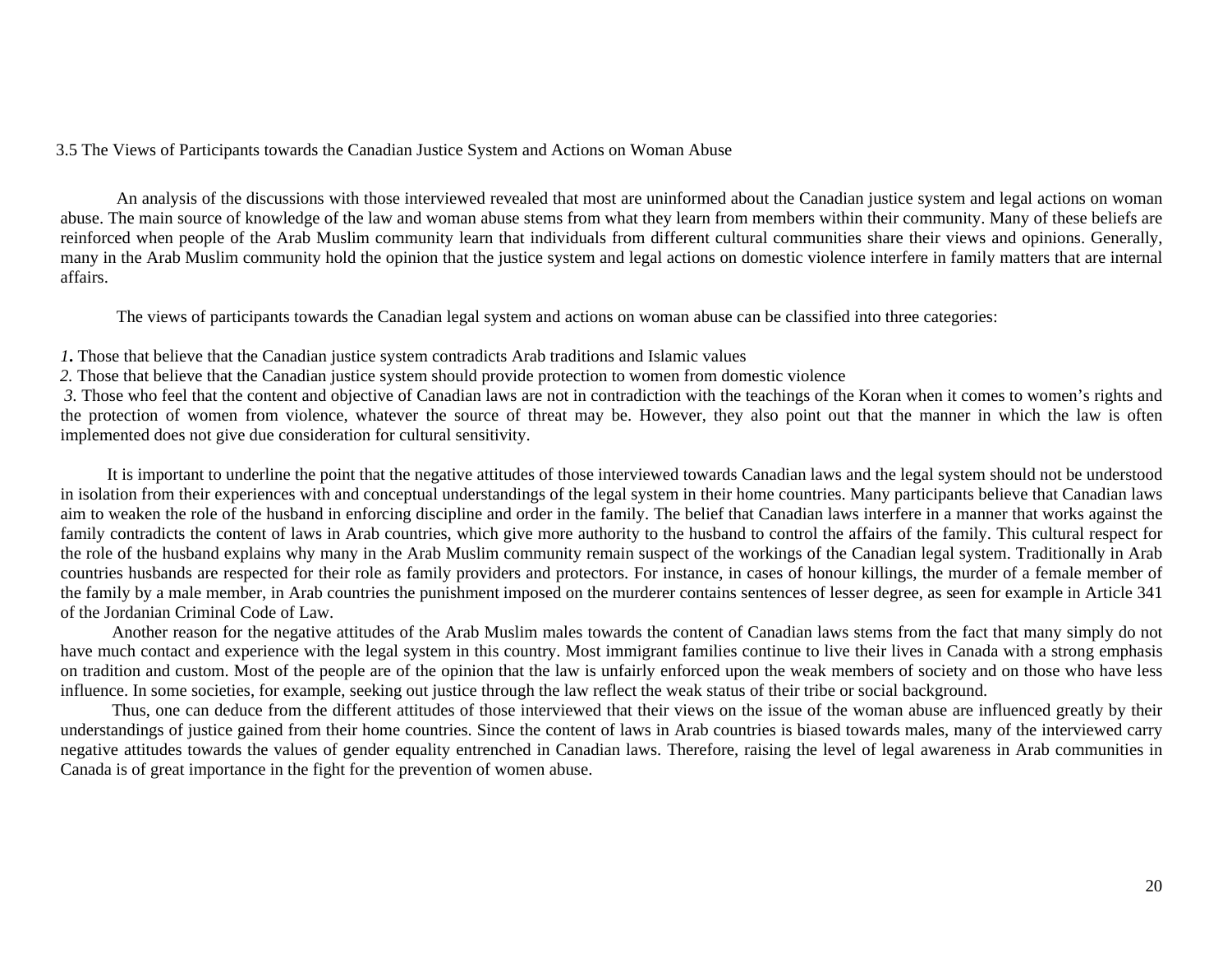### 3.5 The Views of Participants towards the Canadian Justice System and Actions on Woman Abuse

An analysis of the discussions with those interviewed revealed that most are uninformed about the Canadian justice system and legal actions on woman abuse. The main source of knowledge of the law and woman abuse stems from what they learn from members within their community. Many of these beliefs are reinforced when people of the Arab Muslim community learn that individuals from different cultural communities share their views and opinions. Generally, many in the Arab Muslim community hold the opinion that the justice system and legal actions on domestic violence interfere in family matters that are internal affairs.

The views of participants towards the Canadian legal system and actions on woman abuse can be classified into three categories:

*1.* Those that believe that the Canadian justice system contradicts Arab traditions and Islamic values
*2.* Those that believe that the Canadian justice system should provide protection to women from domestic violence
*3.* Those who feel that the content and objective of Canadian laws are not in contradiction with the teachings of the Koran when it comes to women's rights and the protection of women from violence, whatever the source of threat may be. However, they also point out that the manner in which the law is often implemented does not give due consideration for cultural sensitivity.

It is important to underline the point that the negative attitudes of those interviewed towards Canadian laws and the legal system should not be understood in isolation from their experiences with and conceptual understandings of the legal system in their home countries. Many participants believe that Canadian laws aim to weaken the role of the husband in enforcing discipline and order in the family. The belief that Canadian laws interfere in a manner that works against the family contradicts the content of laws in Arab countries, which give more authority to the husband to control the affairs of the family. This cultural respect for the role of the husband explains why many in the Arab Muslim community remain suspect of the workings of the Canadian legal system. Traditionally in Arab countries husbands are respected for their role as family providers and protectors. For instance, in cases of honour killings, the murder of a female member of the family by a male member, in Arab countries the punishment imposed on the murderer contains sentences of lesser degree, as seen for example in Article 341 of the Jordanian Criminal Code of Law.

Another reason for the negative attitudes of the Arab Muslim males towards the content of Canadian laws stems from the fact that many simply do not have much contact and experience with the legal system in this country. Most immigrant families continue to live their lives in Canada with a strong emphasis on tradition and custom. Most of the people are of the opinion that the law is unfairly enforced upon the weak members of society and on those who have less influence. In some societies, for example, seeking out justice through the law reflect the weak status of their tribe or social background.

Thus, one can deduce from the different attitudes of those interviewed that their views on the issue of the woman abuse are influenced greatly by their understandings of justice gained from their home countries. Since the content of laws in Arab countries is biased towards males, many of the interviewed carry negative attitudes towards the values of gender equality entrenched in Canadian laws. Therefore, raising the level of legal awareness in Arab communities in Canada is of great importance in the fight for the prevention of women abuse.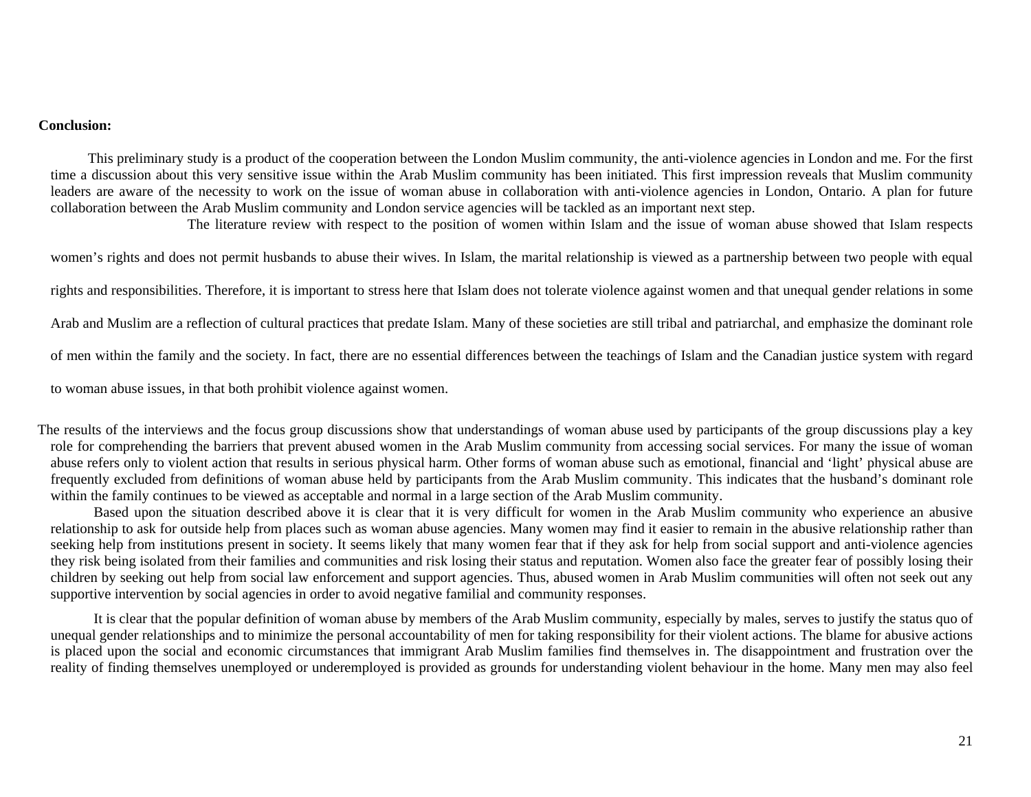**Conclusion:**

This preliminary study is a product of the cooperation between the London Muslim community, the anti-violence agencies in London and me. For the first time a discussion about this very sensitive issue within the Arab Muslim community has been initiated. This first impression reveals that Muslim community leaders are aware of the necessity to work on the issue of woman abuse in collaboration with anti-violence agencies in London, Ontario. A plan for future collaboration between the Arab Muslim community and London service agencies will be tackled as an important next step.

The literature review with respect to the position of women within Islam and the issue of woman abuse showed that Islam respects women's rights and does not permit husbands to abuse their wives. In Islam, the marital relationship is viewed as a partnership between two people with equal rights and responsibilities. Therefore, it is important to stress here that Islam does not tolerate violence against women and that unequal gender relations in some Arab and Muslim are a reflection of cultural practices that predate Islam. Many of these societies are still tribal and patriarchal, and emphasize the dominant role of men within the family and the society. In fact, there are no essential differences between the teachings of Islam and the Canadian justice system with regard to woman abuse issues, in that both prohibit violence against women.

The results of the interviews and the focus group discussions show that understandings of woman abuse used by participants of the group discussions play a key role for comprehending the barriers that prevent abused women in the Arab Muslim community from accessing social services. For many the issue of woman abuse refers only to violent action that results in serious physical harm. Other forms of woman abuse such as emotional, financial and 'light' physical abuse are frequently excluded from definitions of woman abuse held by participants from the Arab Muslim community. This indicates that the husband's dominant role within the family continues to be viewed as acceptable and normal in a large section of the Arab Muslim community.

Based upon the situation described above it is clear that it is very difficult for women in the Arab Muslim community who experience an abusive relationship to ask for outside help from places such as woman abuse agencies. Many women may find it easier to remain in the abusive relationship rather than seeking help from institutions present in society. It seems likely that many women fear that if they ask for help from social support and anti-violence agencies they risk being isolated from their families and communities and risk losing their status and reputation. Women also face the greater fear of possibly losing their children by seeking out help from social law enforcement and support agencies. Thus, abused women in Arab Muslim communities will often not seek out any supportive intervention by social agencies in order to avoid negative familial and community responses.

It is clear that the popular definition of woman abuse by members of the Arab Muslim community, especially by males, serves to justify the status quo of unequal gender relationships and to minimize the personal accountability of men for taking responsibility for their violent actions. The blame for abusive actions is placed upon the social and economic circumstances that immigrant Arab Muslim families find themselves in. The disappointment and frustration over the reality of finding themselves unemployed or underemployed is provided as grounds for understanding violent behaviour in the home. Many men may also feel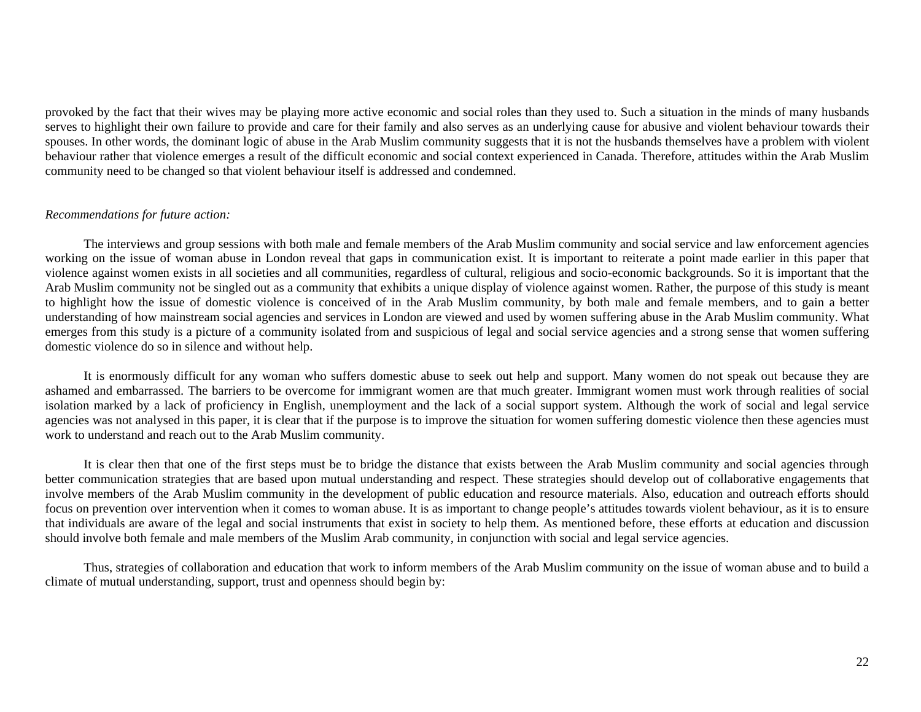provoked by the fact that their wives may be playing more active economic and social roles than they used to. Such a situation in the minds of many husbands serves to highlight their own failure to provide and care for their family and also serves as an underlying cause for abusive and violent behaviour towards their spouses. In other words, the dominant logic of abuse in the Arab Muslim community suggests that it is not the husbands themselves have a problem with violent behaviour rather that violence emerges a result of the difficult economic and social context experienced in Canada. Therefore, attitudes within the Arab Muslim community need to be changed so that violent behaviour itself is addressed and condemned.

*Recommendations for future action:*

The interviews and group sessions with both male and female members of the Arab Muslim community and social service and law enforcement agencies working on the issue of woman abuse in London reveal that gaps in communication exist. It is important to reiterate a point made earlier in this paper that violence against women exists in all societies and all communities, regardless of cultural, religious and socio-economic backgrounds. So it is important that the Arab Muslim community not be singled out as a community that exhibits a unique display of violence against women. Rather, the purpose of this study is meant to highlight how the issue of domestic violence is conceived of in the Arab Muslim community, by both male and female members, and to gain a better understanding of how mainstream social agencies and services in London are viewed and used by women suffering abuse in the Arab Muslim community. What emerges from this study is a picture of a community isolated from and suspicious of legal and social service agencies and a strong sense that women suffering domestic violence do so in silence and without help.

It is enormously difficult for any woman who suffers domestic abuse to seek out help and support. Many women do not speak out because they are ashamed and embarrassed. The barriers to be overcome for immigrant women are that much greater. Immigrant women must work through realities of social isolation marked by a lack of proficiency in English, unemployment and the lack of a social support system. Although the work of social and legal service agencies was not analysed in this paper, it is clear that if the purpose is to improve the situation for women suffering domestic violence then these agencies must work to understand and reach out to the Arab Muslim community.

It is clear then that one of the first steps must be to bridge the distance that exists between the Arab Muslim community and social agencies through better communication strategies that are based upon mutual understanding and respect. These strategies should develop out of collaborative engagements that involve members of the Arab Muslim community in the development of public education and resource materials. Also, education and outreach efforts should focus on prevention over intervention when it comes to woman abuse. It is as important to change people's attitudes towards violent behaviour, as it is to ensure that individuals are aware of the legal and social instruments that exist in society to help them. As mentioned before, these efforts at education and discussion should involve both female and male members of the Muslim Arab community, in conjunction with social and legal service agencies.

Thus, strategies of collaboration and education that work to inform members of the Arab Muslim community on the issue of woman abuse and to build a climate of mutual understanding, support, trust and openness should begin by: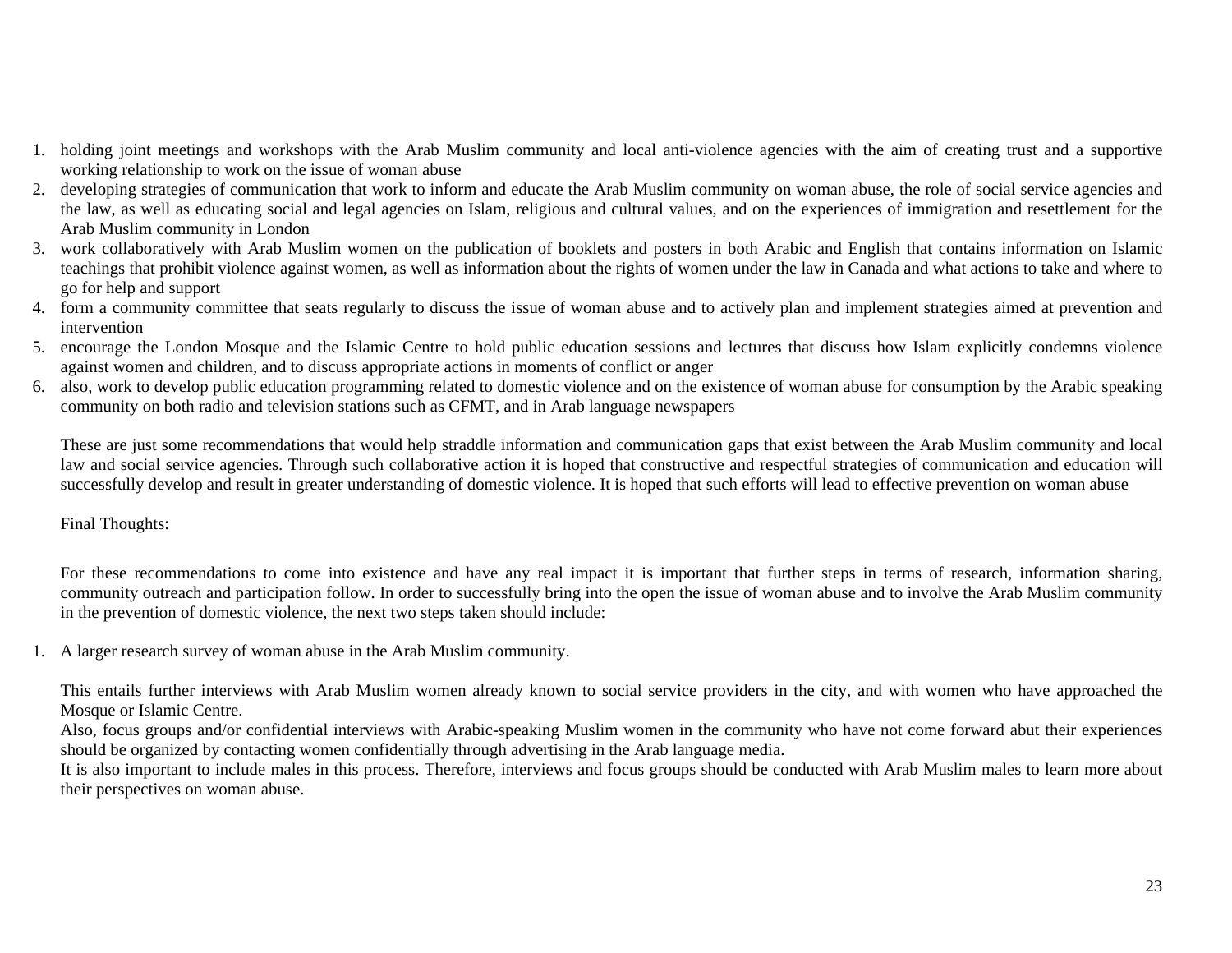1. holding joint meetings and workshops with the Arab Muslim community and local anti-violence agencies with the aim of creating trust and a supportive working relationship to work on the issue of woman abuse
2. developing strategies of communication that work to inform and educate the Arab Muslim community on woman abuse, the role of social service agencies and the law, as well as educating social and legal agencies on Islam, religious and cultural values, and on the experiences of immigration and resettlement for the Arab Muslim community in London
3. work collaboratively with Arab Muslim women on the publication of booklets and posters in both Arabic and English that contains information on Islamic teachings that prohibit violence against women, as well as information about the rights of women under the law in Canada and what actions to take and where to go for help and support
4. form a community committee that seats regularly to discuss the issue of woman abuse and to actively plan and implement strategies aimed at prevention and intervention
5. encourage the London Mosque and the Islamic Centre to hold public education sessions and lectures that discuss how Islam explicitly condemns violence against women and children, and to discuss appropriate actions in moments of conflict or anger
6. also, work to develop public education programming related to domestic violence and on the existence of woman abuse for consumption by the Arabic speaking community on both radio and television stations such as CFMT, and in Arab language newspapers

These are just some recommendations that would help straddle information and communication gaps that exist between the Arab Muslim community and local law and social service agencies. Through such collaborative action it is hoped that constructive and respectful strategies of communication and education will successfully develop and result in greater understanding of domestic violence. It is hoped that such efforts will lead to effective prevention on woman abuse

Final Thoughts:

For these recommendations to come into existence and have any real impact it is important that further steps in terms of research, information sharing, community outreach and participation follow. In order to successfully bring into the open the issue of woman abuse and to involve the Arab Muslim community in the prevention of domestic violence, the next two steps taken should include:

1. A larger research survey of woman abuse in the Arab Muslim community.

   This entails further interviews with Arab Muslim women already known to social service providers in the city, and with women who have approached the Mosque or Islamic Centre.
   Also, focus groups and/or confidential interviews with Arabic-speaking Muslim women in the community who have not come forward abut their experiences should be organized by contacting women confidentially through advertising in the Arab language media.
   It is also important to include males in this process. Therefore, interviews and focus groups should be conducted with Arab Muslim males to learn more about their perspectives on woman abuse.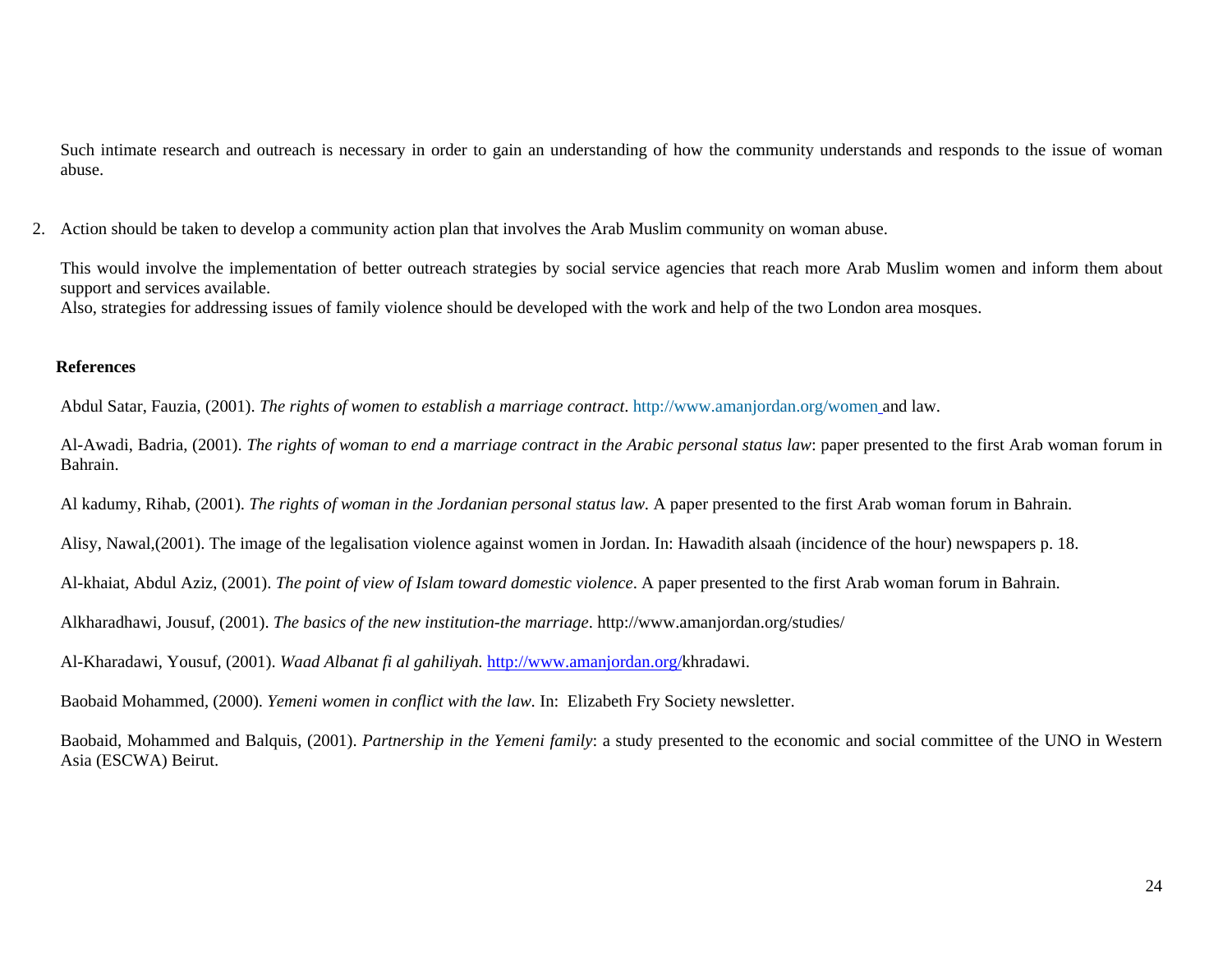Such intimate research and outreach is necessary in order to gain an understanding of how the community understands and responds to the issue of woman abuse.

2. Action should be taken to develop a community action plan that involves the Arab Muslim community on woman abuse.

   This would involve the implementation of better outreach strategies by social service agencies that reach more Arab Muslim women and inform them about support and services available.
   Also, strategies for addressing issues of family violence should be developed with the work and help of the two London area mosques.

**References**

Abdul Satar, Fauzia, (2001). *The rights of women to establish a marriage contract*. http://www.amanjordan.org/women and law.

Al-Awadi, Badria, (2001). *The rights of woman to end a marriage contract in the Arabic personal status law*: paper presented to the first Arab woman forum in Bahrain.

Al kadumy, Rihab, (2001). *The rights of woman in the Jordanian personal status law*. A paper presented to the first Arab woman forum in Bahrain.

Alisy, Nawal,(2001). The image of the legalisation violence against women in Jordan. In: Hawadith alsaah (incidence of the hour) newspapers p. 18.

Al-khaiat, Abdul Aziz, (2001). *The point of view of Islam toward domestic violence*. A paper presented to the first Arab woman forum in Bahrain.

Alkharadhawi, Jousuf, (2001). *The basics of the new institution-the marriage*. http://www.amanjordan.org/studies/

Al-Kharadawi, Yousuf, (2001). *Waad Albanat fi al gahiliyah.* http://www.amanjordan.org/khradawi.

Baobaid Mohammed, (2000). *Yemeni women in conflict with the law*. In: Elizabeth Fry Society newsletter.

Baobaid, Mohammed and Balquis, (2001). *Partnership in the Yemeni family*: a study presented to the economic and social committee of the UNO in Western Asia (ESCWA) Beirut.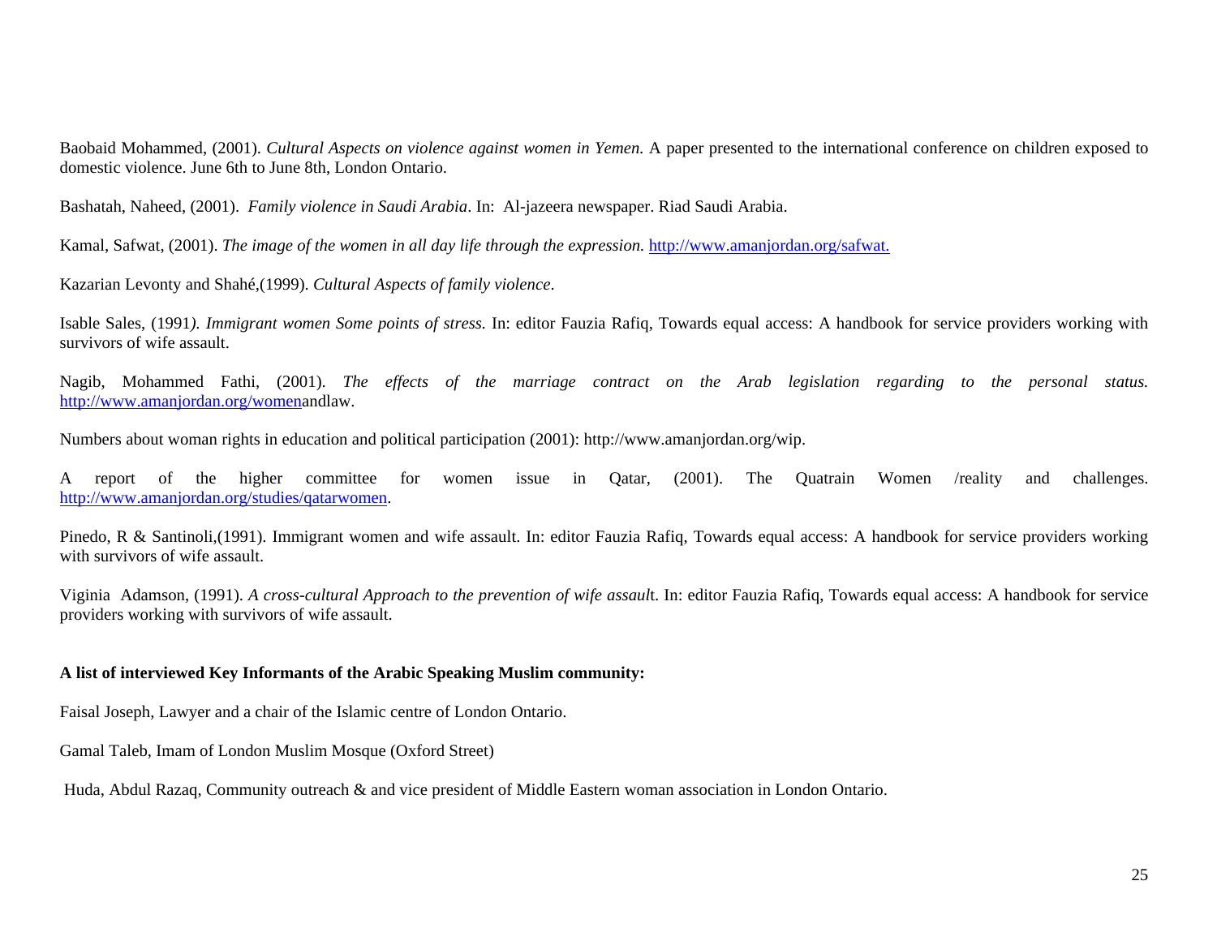Baobaid Mohammed, (2001). *Cultural Aspects on violence against women in Yemen.* A paper presented to the international conference on children exposed to domestic violence. June 6th to June 8th, London Ontario.

Bashatah, Naheed, (2001). *Family violence in Saudi Arabia*. In: Al-jazeera newspaper. Riad Saudi Arabia.

Kamal, Safwat, (2001). *The image of the women in all day life through the expression.* http://www.amanjordan.org/safwat.

Kazarian Levonty and Shahé,(1999). *Cultural Aspects of family violence*.

Isable Sales, (1991*). Immigrant women Some points of stress.* In: editor Fauzia Rafiq, Towards equal access: A handbook for service providers working with survivors of wife assault.

Nagib, Mohammed Fathi, (2001). *The effects of the marriage contract on the Arab legislation regarding to the personal status.* http://www.amanjordan.org/womenandlaw.

Numbers about woman rights in education and political participation (2001): http://www.amanjordan.org/wip.

A report of the higher committee for women issue in Qatar, (2001). The Quatrain Women /reality and challenges. http://www.amanjordan.org/studies/qatarwomen.

Pinedo, R & Santinoli,(1991). Immigrant women and wife assault. In: editor Fauzia Rafiq, Towards equal access: A handbook for service providers working with survivors of wife assault.

Viginia Adamson, (1991). *A cross-cultural Approach to the prevention of wife assaul*t. In: editor Fauzia Rafiq, Towards equal access: A handbook for service providers working with survivors of wife assault.

**A list of interviewed Key Informants of the Arabic Speaking Muslim community:**

Faisal Joseph, Lawyer and a chair of the Islamic centre of London Ontario.

Gamal Taleb, Imam of London Muslim Mosque (Oxford Street)

Huda, Abdul Razaq, Community outreach & and vice president of Middle Eastern woman association in London Ontario.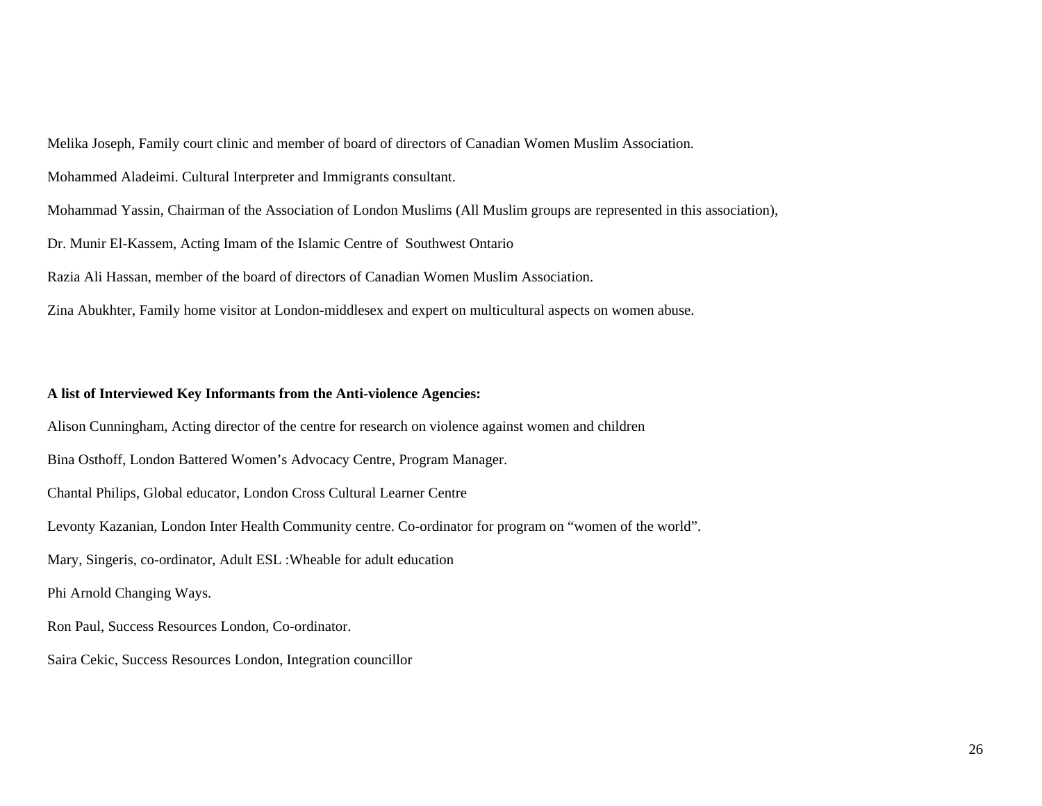Melika Joseph, Family court clinic and member of board of directors of Canadian Women Muslim Association.

Mohammed Aladeimi. Cultural Interpreter and Immigrants consultant.

Mohammad Yassin, Chairman of the Association of London Muslims (All Muslim groups are represented in this association),

Dr. Munir El-Kassem, Acting Imam of the Islamic Centre of  Southwest Ontario

Razia Ali Hassan, member of the board of directors of Canadian Women Muslim Association.

Zina Abukhter, Family home visitor at London-middlesex and expert on multicultural aspects on women abuse.

**A list of Interviewed Key Informants from the Anti-violence Agencies:**

Alison Cunningham, Acting director of the centre for research on violence against women and children

Bina Osthoff, London Battered Women's Advocacy Centre, Program Manager.

Chantal Philips, Global educator, London Cross Cultural Learner Centre

Levonty Kazanian, London Inter Health Community centre. Co-ordinator for program on "women of the world".

Mary, Singeris, co-ordinator, Adult ESL :Wheable for adult education

Phi Arnold Changing Ways.

Ron Paul, Success Resources London, Co-ordinator.

Saira Cekic, Success Resources London, Integration councillor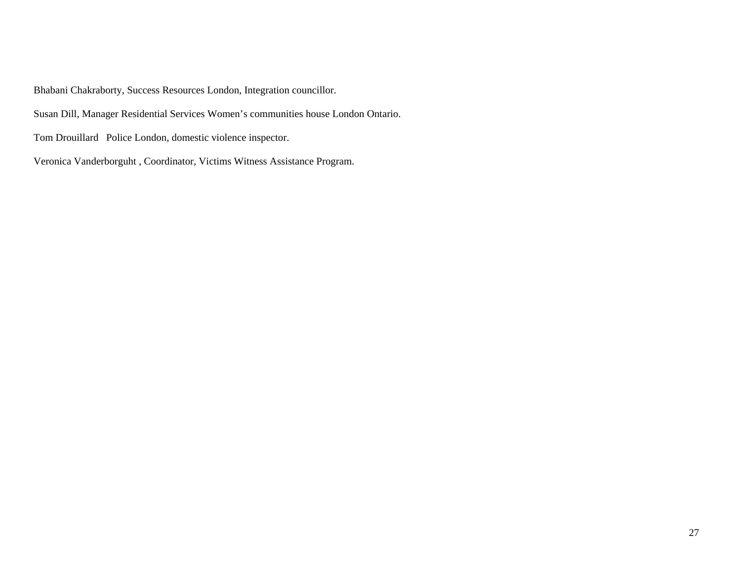Bhabani Chakraborty, Success Resources London, Integration councillor.

Susan Dill, Manager Residential Services Women's communities house London Ontario.

Tom Drouillard   Police London, domestic violence inspector.

Veronica Vanderborguht , Coordinator, Victims Witness Assistance Program.